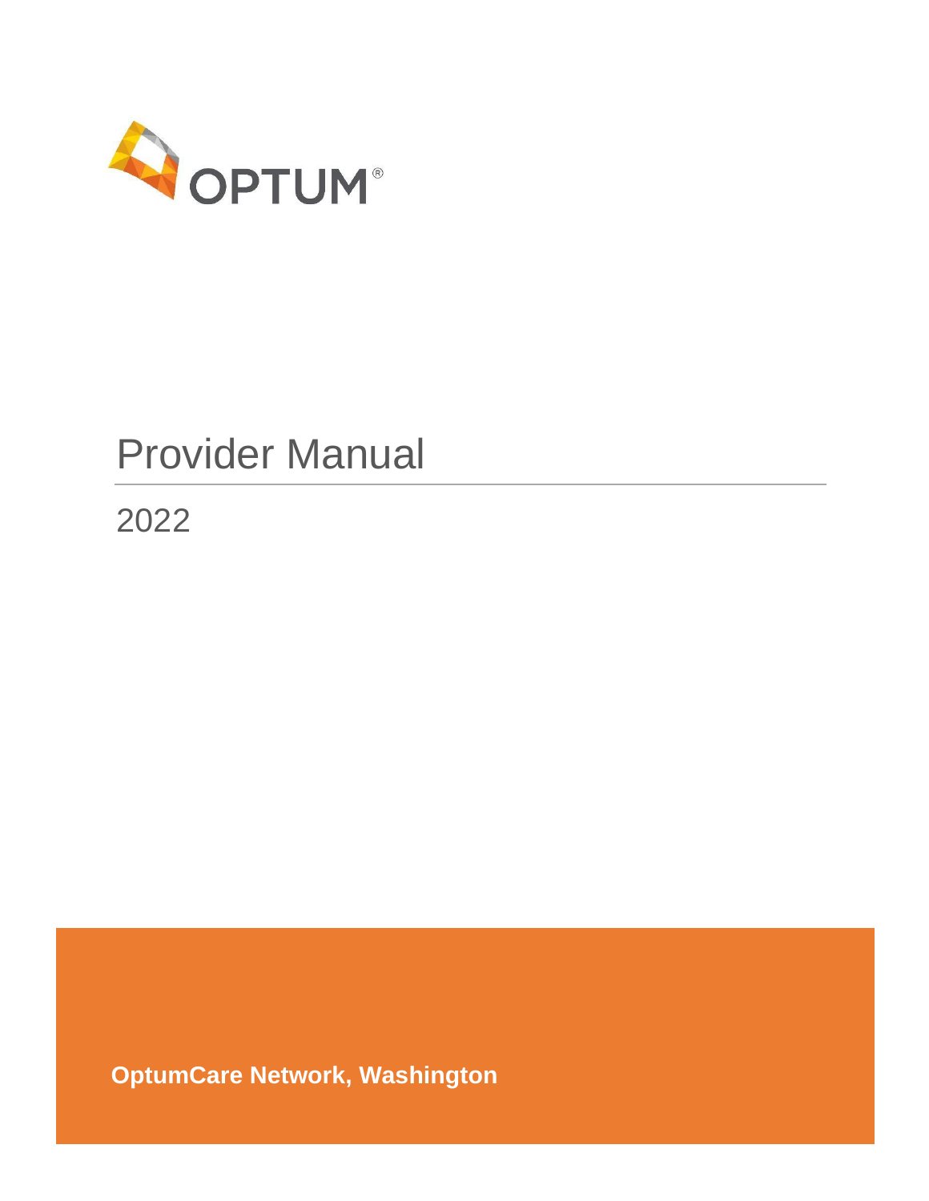OPTUM®

# Provider Manual

2022

**OptumCare Network, Washington**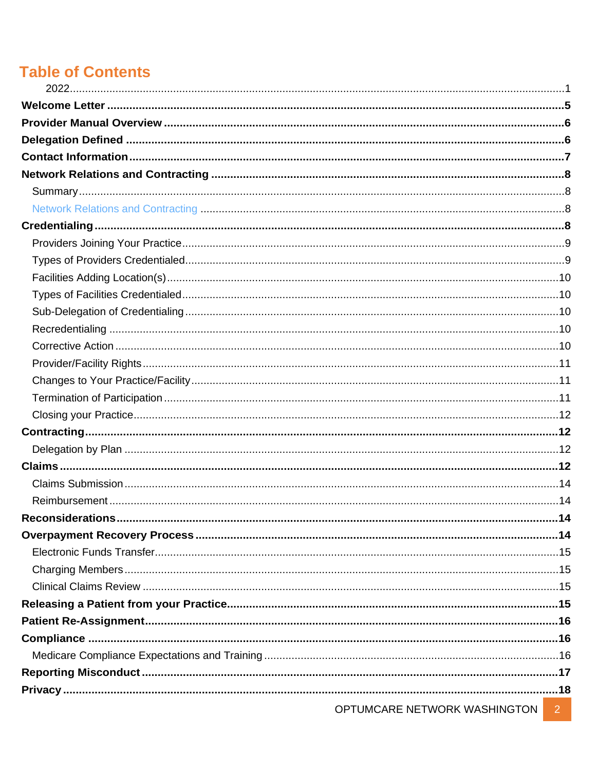# Table of Contents

2022 ... 1

**Welcome Letter** ... 5

**Provider Manual Overview** ... 6

**Delegation Defined** ... 6

**Contact Information** ... 7

**Network Relations and Contracting** ... 8

- Summary ... 8
- Network Relations and Contracting ... 8

**Credentialing** ... 8

- Providers Joining Your Practice ... 9
- Types of Providers Credentialed ... 9
- Facilities Adding Location(s) ... 10
- Types of Facilities Credentialed ... 10
- Sub-Delegation of Credentialing ... 10
- Recredentialing ... 10
- Corrective Action ... 10
- Provider/Facility Rights ... 11
- Changes to Your Practice/Facility ... 11
- Termination of Participation ... 11
- Closing your Practice ... 12

**Contracting** ... 12

- Delegation by Plan ... 12

**Claims** ... 12

- Claims Submission ... 14
- Reimbursement ... 14

**Reconsiderations** ... 14

**Overpayment Recovery Process** ... 14

- Electronic Funds Transfer ... 15
- Charging Members ... 15
- Clinical Claims Review ... 15

**Releasing a Patient from your Practice** ... 15

**Patient Re-Assignment** ... 16

**Compliance** ... 16

- Medicare Compliance Expectations and Training ... 16

**Reporting Misconduct** ... 17

**Privacy** ... 18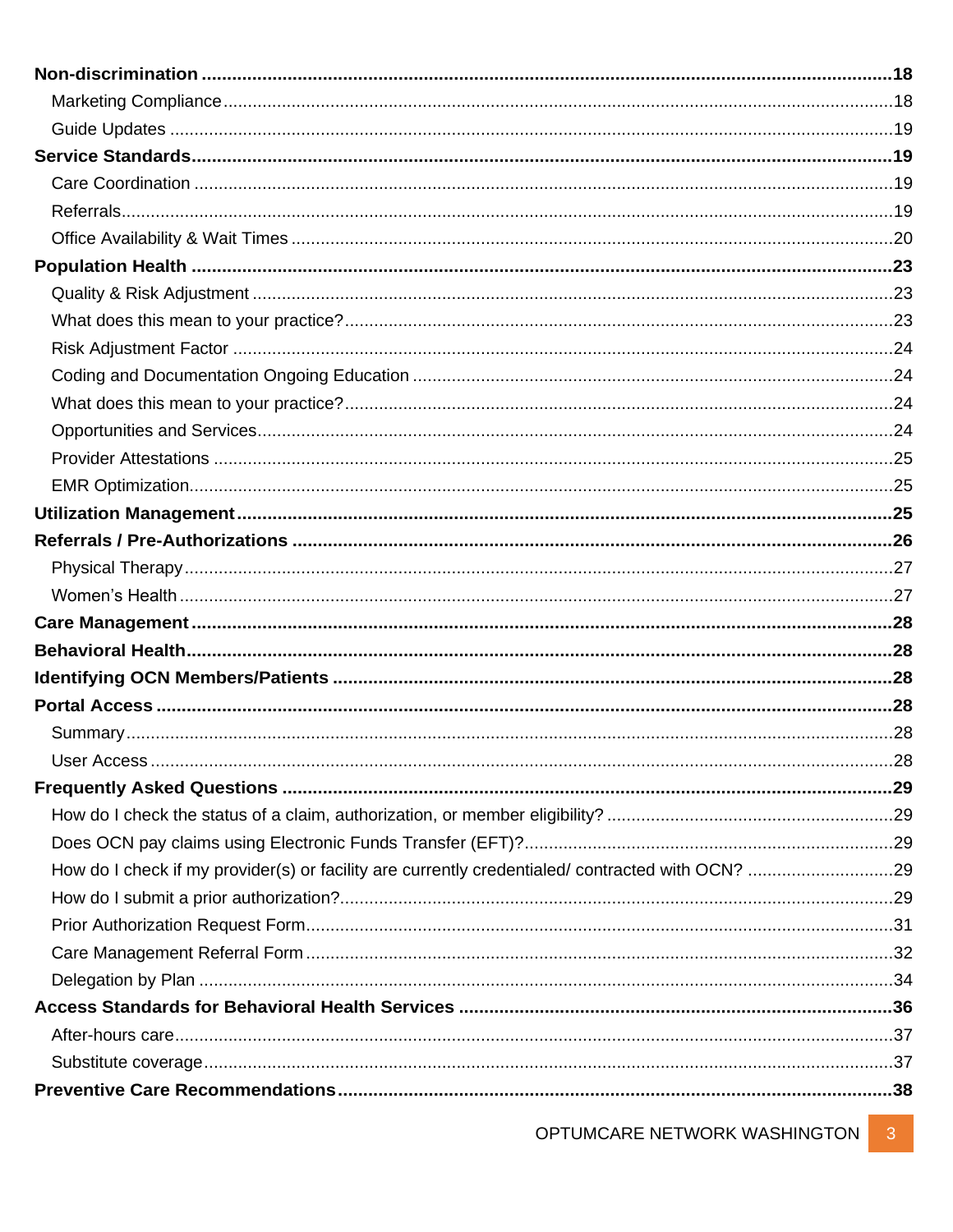**Non-discrimination** .......... **18**

- Marketing Compliance .......... 18
- Guide Updates .......... 19

**Service Standards** .......... **19**

- Care Coordination .......... 19
- Referrals .......... 19
- Office Availability & Wait Times .......... 20

**Population Health** .......... **23**

- Quality & Risk Adjustment .......... 23
- What does this mean to your practice? .......... 23
- Risk Adjustment Factor .......... 24
- Coding and Documentation Ongoing Education .......... 24
- What does this mean to your practice? .......... 24
- Opportunities and Services .......... 24
- Provider Attestations .......... 25
- EMR Optimization .......... 25

**Utilization Management** .......... **25**

**Referrals / Pre-Authorizations** .......... **26**

- Physical Therapy .......... 27
- Women's Health .......... 27

**Care Management** .......... **28**

**Behavioral Health** .......... **28**

**Identifying OCN Members/Patients** .......... **28**

**Portal Access** .......... **28**

- Summary .......... 28
- User Access .......... 28

**Frequently Asked Questions** .......... **29**

- How do I check the status of a claim, authorization, or member eligibility? .......... 29
- Does OCN pay claims using Electronic Funds Transfer (EFT)? .......... 29
- How do I check if my provider(s) or facility are currently credentialed/ contracted with OCN? .......... 29
- How do I submit a prior authorization? .......... 29
- Prior Authorization Request Form .......... 31
- Care Management Referral Form .......... 32
- Delegation by Plan .......... 34

**Access Standards for Behavioral Health Services** .......... **36**

- After-hours care .......... 37
- Substitute coverage .......... 37

**Preventive Care Recommendations** .......... **38**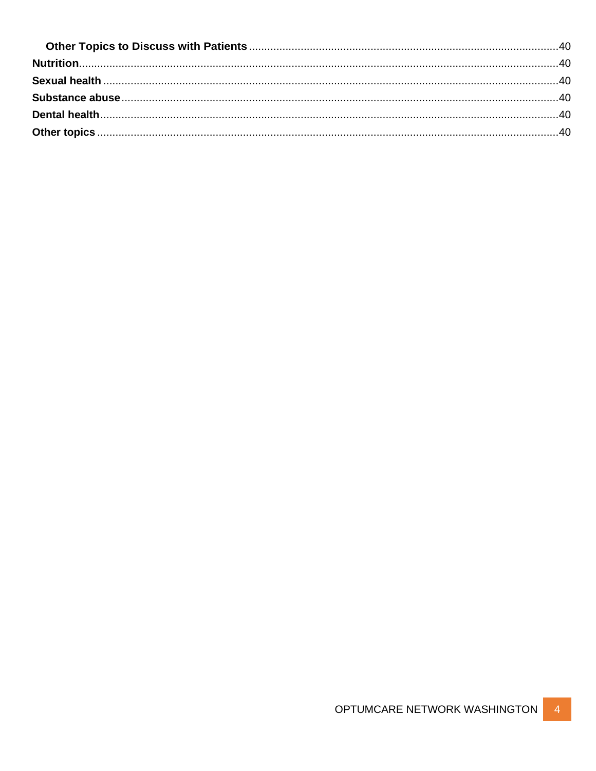**Other Topics to Discuss with Patients** ........ 40

**Nutrition** ........ 40

**Sexual health** ........ 40

**Substance abuse** ........ 40

**Dental health** ........ 40

**Other topics** ........ 40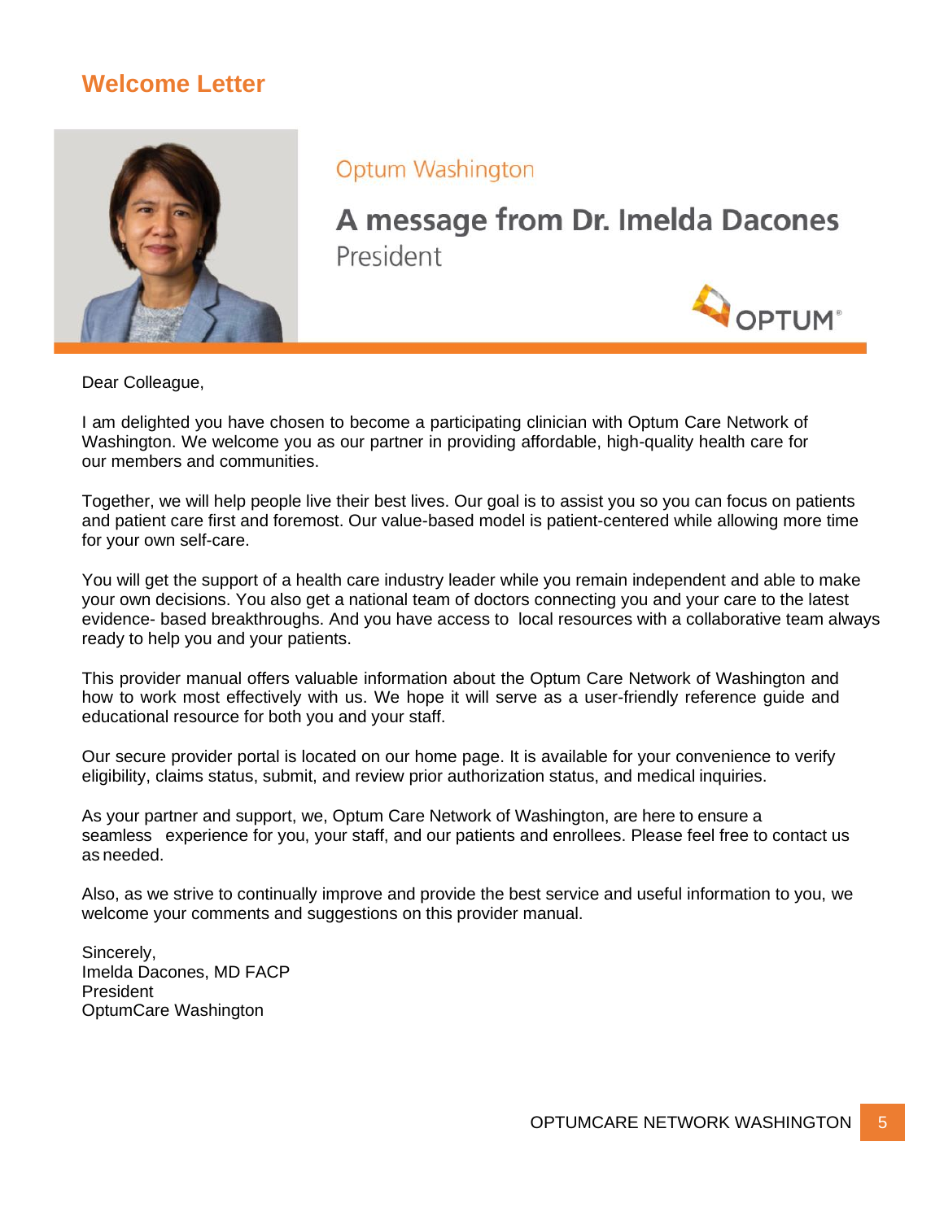## Welcome Letter

Optum Washington

### A message from Dr. Imelda Dacones

President

OPTUM

Dear Colleague,

I am delighted you have chosen to become a participating clinician with Optum Care Network of Washington. We welcome you as our partner in providing affordable, high-quality health care for our members and communities.

Together, we will help people live their best lives. Our goal is to assist you so you can focus on patients and patient care first and foremost. Our value-based model is patient-centered while allowing more time for your own self-care.

You will get the support of a health care industry leader while you remain independent and able to make your own decisions. You also get a national team of doctors connecting you and your care to the latest evidence- based breakthroughs. And you have access to local resources with a collaborative team always ready to help you and your patients.

This provider manual offers valuable information about the Optum Care Network of Washington and how to work most effectively with us. We hope it will serve as a user-friendly reference guide and educational resource for both you and your staff.

Our secure provider portal is located on our home page. It is available for your convenience to verify eligibility, claims status, submit, and review prior authorization status, and medical inquiries.

As your partner and support, we, Optum Care Network of Washington, are here to ensure a seamless experience for you, your staff, and our patients and enrollees. Please feel free to contact us as needed.

Also, as we strive to continually improve and provide the best service and useful information to you, we welcome your comments and suggestions on this provider manual.

Sincerely,
Imelda Dacones, MD FACP
President
OptumCare Washington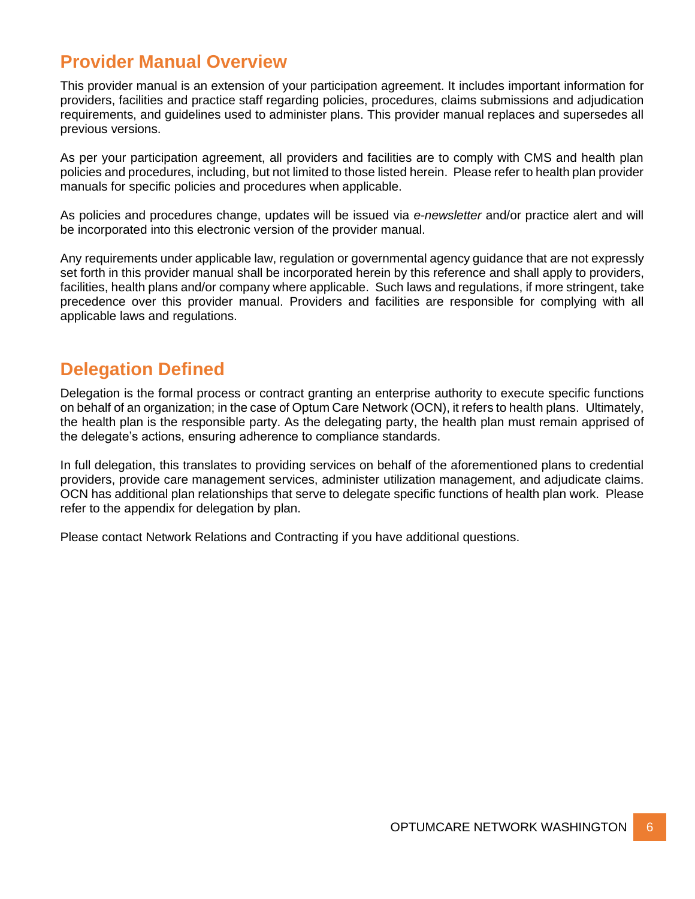## Provider Manual Overview

This provider manual is an extension of your participation agreement. It includes important information for providers, facilities and practice staff regarding policies, procedures, claims submissions and adjudication requirements, and guidelines used to administer plans. This provider manual replaces and supersedes all previous versions.

As per your participation agreement, all providers and facilities are to comply with CMS and health plan policies and procedures, including, but not limited to those listed herein. Please refer to health plan provider manuals for specific policies and procedures when applicable.

As policies and procedures change, updates will be issued via *e-newsletter* and/or practice alert and will be incorporated into this electronic version of the provider manual.

Any requirements under applicable law, regulation or governmental agency guidance that are not expressly set forth in this provider manual shall be incorporated herein by this reference and shall apply to providers, facilities, health plans and/or company where applicable. Such laws and regulations, if more stringent, take precedence over this provider manual. Providers and facilities are responsible for complying with all applicable laws and regulations.

## Delegation Defined

Delegation is the formal process or contract granting an enterprise authority to execute specific functions on behalf of an organization; in the case of Optum Care Network (OCN), it refers to health plans. Ultimately, the health plan is the responsible party. As the delegating party, the health plan must remain apprised of the delegate's actions, ensuring adherence to compliance standards.

In full delegation, this translates to providing services on behalf of the aforementioned plans to credential providers, provide care management services, administer utilization management, and adjudicate claims. OCN has additional plan relationships that serve to delegate specific functions of health plan work. Please refer to the appendix for delegation by plan.

Please contact Network Relations and Contracting if you have additional questions.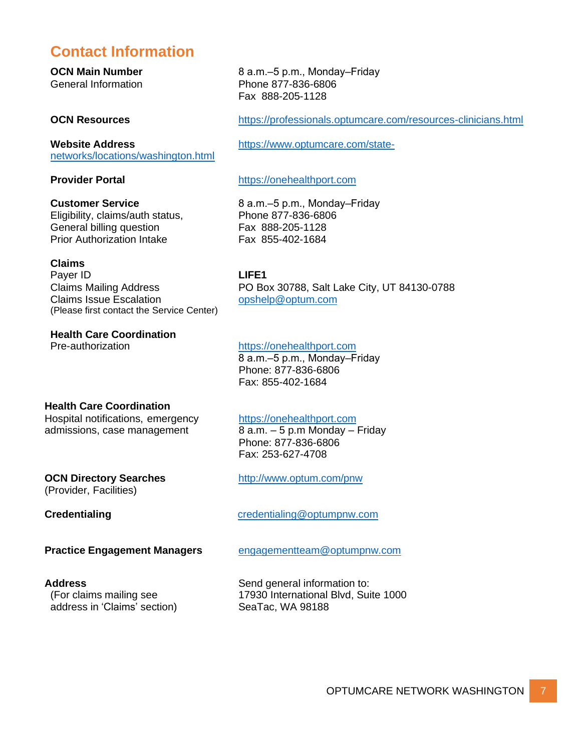## Contact Information

| | |
|---|---|
| **OCN Main Number**<br>General Information | 8 a.m.–5 p.m., Monday–Friday<br>Phone 877-836-6806<br>Fax 888-205-1128 |
| **OCN Resources** | https://professionals.optumcare.com/resources-clinicians.html |
| **Website Address** | https://www.optumcare.com/state-networks/locations/washington.html |
| **Provider Portal** | https://onehealthport.com |
| **Customer Service**<br>Eligibility, claims/auth status,<br>General billing question<br>Prior Authorization Intake | 8 a.m.–5 p.m., Monday–Friday<br>Phone 877-836-6806<br>Fax 888-205-1128<br>Fax 855-402-1684 |
| **Claims**<br>Payer ID<br>Claims Mailing Address<br>Claims Issue Escalation<br>(Please first contact the Service Center) | <br>**LIFE1**<br>PO Box 30788, Salt Lake City, UT 84130-0788<br>opshelp@optum.com |
| **Health Care Coordination**<br>Pre-authorization | https://onehealthport.com<br>8 a.m.–5 p.m., Monday–Friday<br>Phone: 877-836-6806<br>Fax: 855-402-1684 |
| **Health Care Coordination**<br>Hospital notifications, emergency admissions, case management | https://onehealthport.com<br>8 a.m. – 5 p.m Monday – Friday<br>Phone: 877-836-6806<br>Fax: 253-627-4708 |
| **OCN Directory Searches**<br>(Provider, Facilities) | http://www.optum.com/pnw |
| **Credentialing** | credentialing@optumpnw.com |
| **Practice Engagement Managers** | engagementteam@optumpnw.com |
| **Address**<br>(For claims mailing see address in 'Claims' section) | Send general information to:<br>17930 International Blvd, Suite 1000<br>SeaTac, WA 98188 |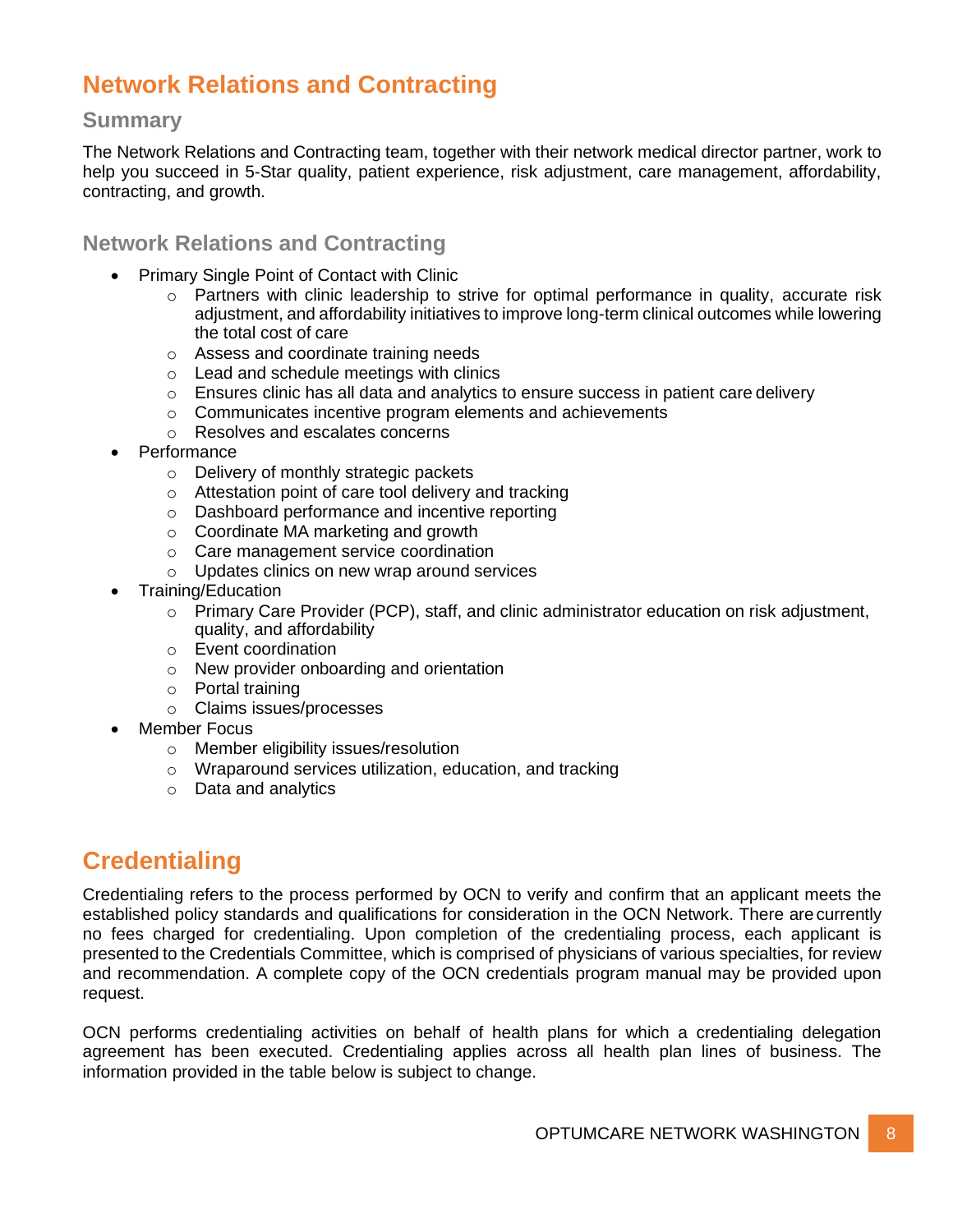# Network Relations and Contracting

## Summary

The Network Relations and Contracting team, together with their network medical director partner, work to help you succeed in 5-Star quality, patient experience, risk adjustment, care management, affordability, contracting, and growth.

## Network Relations and Contracting

- Primary Single Point of Contact with Clinic
  - Partners with clinic leadership to strive for optimal performance in quality, accurate risk adjustment, and affordability initiatives to improve long-term clinical outcomes while lowering the total cost of care
  - Assess and coordinate training needs
  - Lead and schedule meetings with clinics
  - Ensures clinic has all data and analytics to ensure success in patient care delivery
  - Communicates incentive program elements and achievements
  - Resolves and escalates concerns
- Performance
  - Delivery of monthly strategic packets
  - Attestation point of care tool delivery and tracking
  - Dashboard performance and incentive reporting
  - Coordinate MA marketing and growth
  - Care management service coordination
  - Updates clinics on new wrap around services
- Training/Education
  - Primary Care Provider (PCP), staff, and clinic administrator education on risk adjustment, quality, and affordability
  - Event coordination
  - New provider onboarding and orientation
  - Portal training
  - Claims issues/processes
- Member Focus
  - Member eligibility issues/resolution
  - Wraparound services utilization, education, and tracking
  - Data and analytics

# Credentialing

Credentialing refers to the process performed by OCN to verify and confirm that an applicant meets the established policy standards and qualifications for consideration in the OCN Network. There are currently no fees charged for credentialing. Upon completion of the credentialing process, each applicant is presented to the Credentials Committee, which is comprised of physicians of various specialties, for review and recommendation. A complete copy of the OCN credentials program manual may be provided upon request.

OCN performs credentialing activities on behalf of health plans for which a credentialing delegation agreement has been executed. Credentialing applies across all health plan lines of business. The information provided in the table below is subject to change.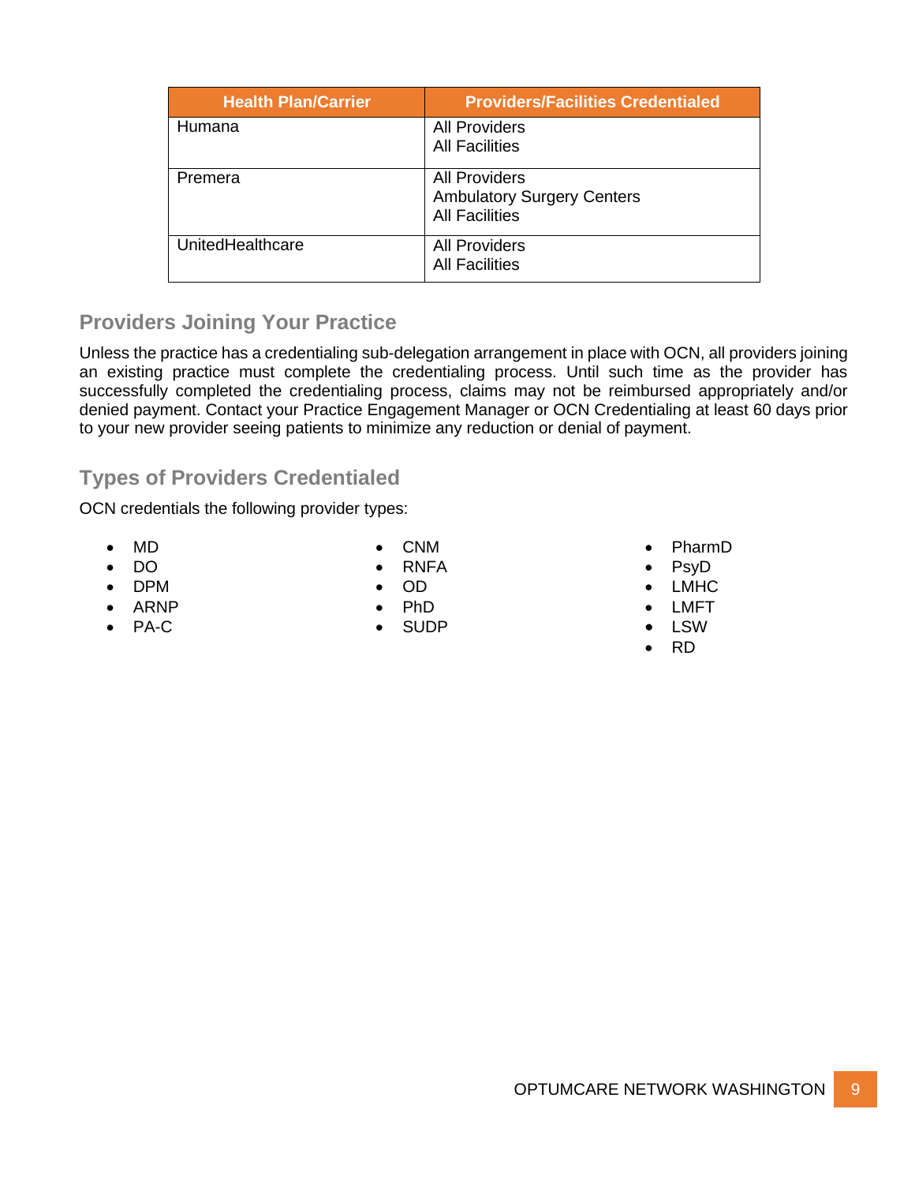| Health Plan/Carrier | Providers/Facilities Credentialed |
| --- | --- |
| Humana | All Providers<br>All Facilities |
| Premera | All Providers<br>Ambulatory Surgery Centers<br>All Facilities |
| UnitedHealthcare | All Providers<br>All Facilities |

## Providers Joining Your Practice

Unless the practice has a credentialing sub-delegation arrangement in place with OCN, all providers joining an existing practice must complete the credentialing process. Until such time as the provider has successfully completed the credentialing process, claims may not be reimbursed appropriately and/or denied payment. Contact your Practice Engagement Manager or OCN Credentialing at least 60 days prior to your new provider seeing patients to minimize any reduction or denial of payment.

## Types of Providers Credentialed

OCN credentials the following provider types:

- MD
- DO
- DPM
- ARNP
- PA-C
- CNM
- RNFA
- OD
- PhD
- SUDP
- PharmD
- PsyD
- LMHC
- LMFT
- LSW
- RD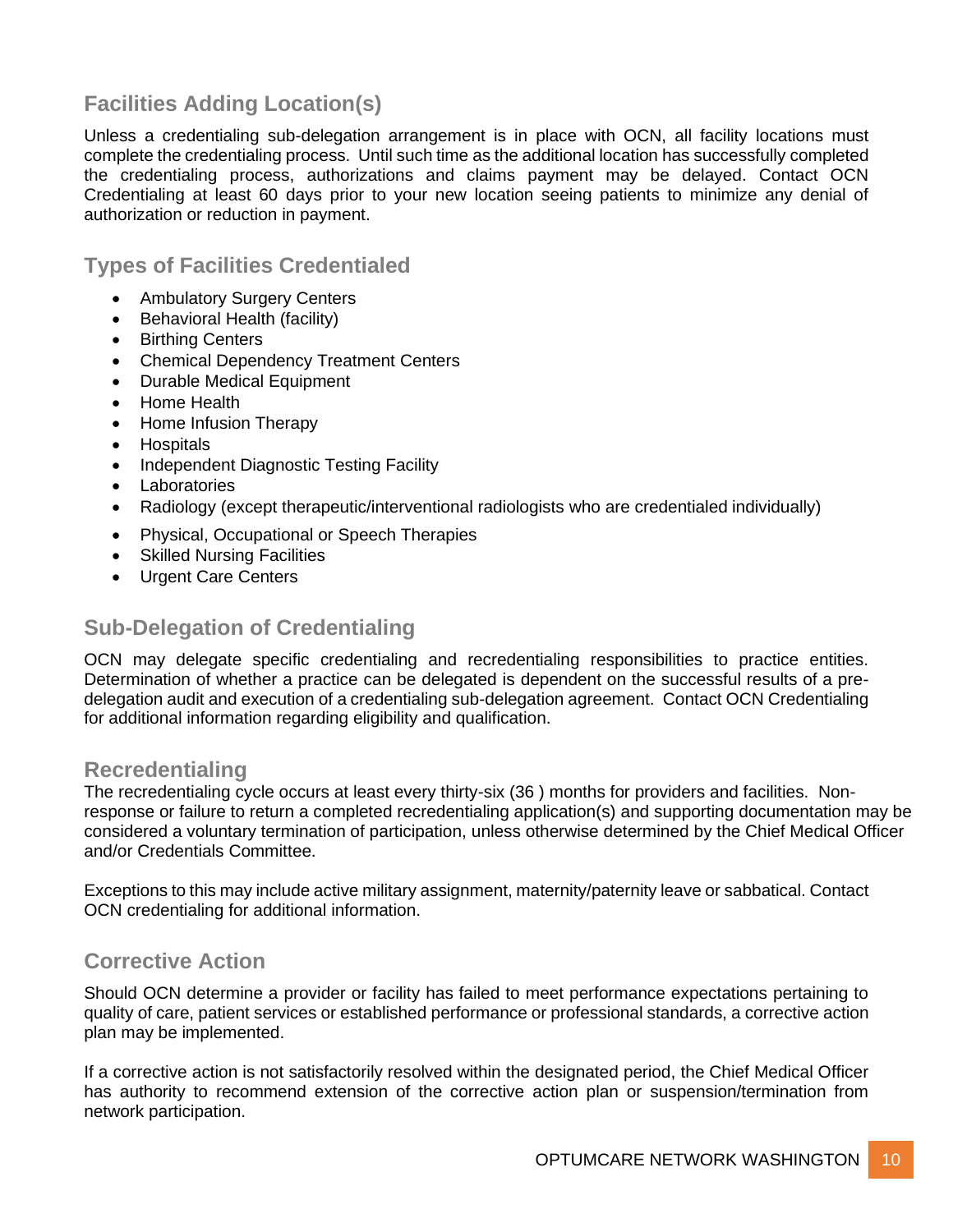## Facilities Adding Location(s)

Unless a credentialing sub-delegation arrangement is in place with OCN, all facility locations must complete the credentialing process. Until such time as the additional location has successfully completed the credentialing process, authorizations and claims payment may be delayed. Contact OCN Credentialing at least 60 days prior to your new location seeing patients to minimize any denial of authorization or reduction in payment.

## Types of Facilities Credentialed

- Ambulatory Surgery Centers
- Behavioral Health (facility)
- Birthing Centers
- Chemical Dependency Treatment Centers
- Durable Medical Equipment
- Home Health
- Home Infusion Therapy
- Hospitals
- Independent Diagnostic Testing Facility
- Laboratories
- Radiology (except therapeutic/interventional radiologists who are credentialed individually)
- Physical, Occupational or Speech Therapies
- Skilled Nursing Facilities
- Urgent Care Centers

## Sub-Delegation of Credentialing

OCN may delegate specific credentialing and recredentialing responsibilities to practice entities. Determination of whether a practice can be delegated is dependent on the successful results of a pre-delegation audit and execution of a credentialing sub-delegation agreement. Contact OCN Credentialing for additional information regarding eligibility and qualification.

## Recredentialing

The recredentialing cycle occurs at least every thirty-six (36 ) months for providers and facilities. Non-response or failure to return a completed recredentialing application(s) and supporting documentation may be considered a voluntary termination of participation, unless otherwise determined by the Chief Medical Officer and/or Credentials Committee.

Exceptions to this may include active military assignment, maternity/paternity leave or sabbatical. Contact OCN credentialing for additional information.

## Corrective Action

Should OCN determine a provider or facility has failed to meet performance expectations pertaining to quality of care, patient services or established performance or professional standards, a corrective action plan may be implemented.

If a corrective action is not satisfactorily resolved within the designated period, the Chief Medical Officer has authority to recommend extension of the corrective action plan or suspension/termination from network participation.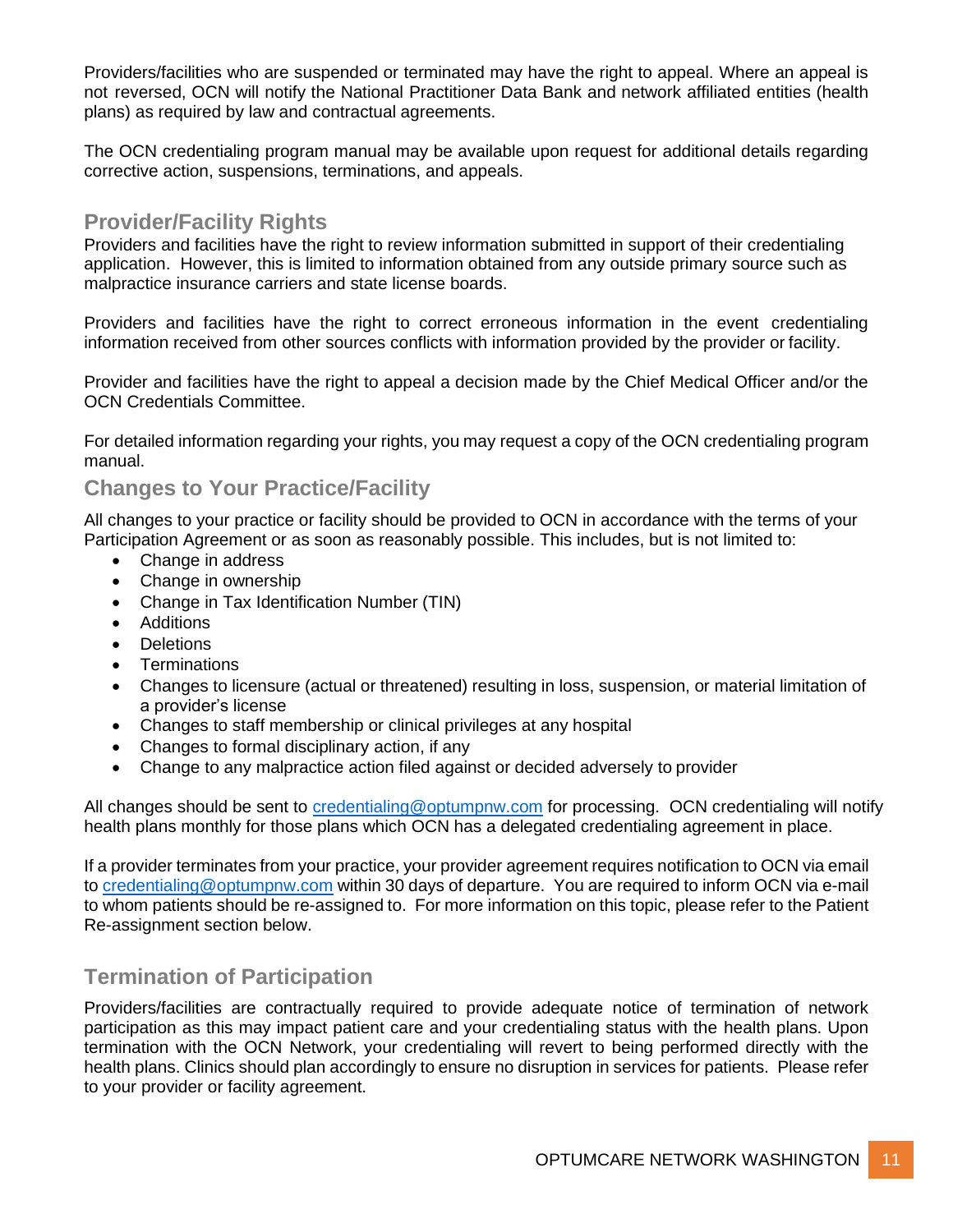Providers/facilities who are suspended or terminated may have the right to appeal. Where an appeal is not reversed, OCN will notify the National Practitioner Data Bank and network affiliated entities (health plans) as required by law and contractual agreements.

The OCN credentialing program manual may be available upon request for additional details regarding corrective action, suspensions, terminations, and appeals.

## Provider/Facility Rights

Providers and facilities have the right to review information submitted in support of their credentialing application. However, this is limited to information obtained from any outside primary source such as malpractice insurance carriers and state license boards.

Providers and facilities have the right to correct erroneous information in the event credentialing information received from other sources conflicts with information provided by the provider or facility.

Provider and facilities have the right to appeal a decision made by the Chief Medical Officer and/or the OCN Credentials Committee.

For detailed information regarding your rights, you may request a copy of the OCN credentialing program manual.

## Changes to Your Practice/Facility

All changes to your practice or facility should be provided to OCN in accordance with the terms of your Participation Agreement or as soon as reasonably possible. This includes, but is not limited to:

- Change in address
- Change in ownership
- Change in Tax Identification Number (TIN)
- Additions
- Deletions
- Terminations
- Changes to licensure (actual or threatened) resulting in loss, suspension, or material limitation of a provider's license
- Changes to staff membership or clinical privileges at any hospital
- Changes to formal disciplinary action, if any
- Change to any malpractice action filed against or decided adversely to provider

All changes should be sent to credentialing@optumpnw.com for processing. OCN credentialing will notify health plans monthly for those plans which OCN has a delegated credentialing agreement in place.

If a provider terminates from your practice, your provider agreement requires notification to OCN via email to credentialing@optumpnw.com within 30 days of departure. You are required to inform OCN via e-mail to whom patients should be re-assigned to. For more information on this topic, please refer to the Patient Re-assignment section below.

## Termination of Participation

Providers/facilities are contractually required to provide adequate notice of termination of network participation as this may impact patient care and your credentialing status with the health plans. Upon termination with the OCN Network, your credentialing will revert to being performed directly with the health plans. Clinics should plan accordingly to ensure no disruption in services for patients. Please refer to your provider or facility agreement.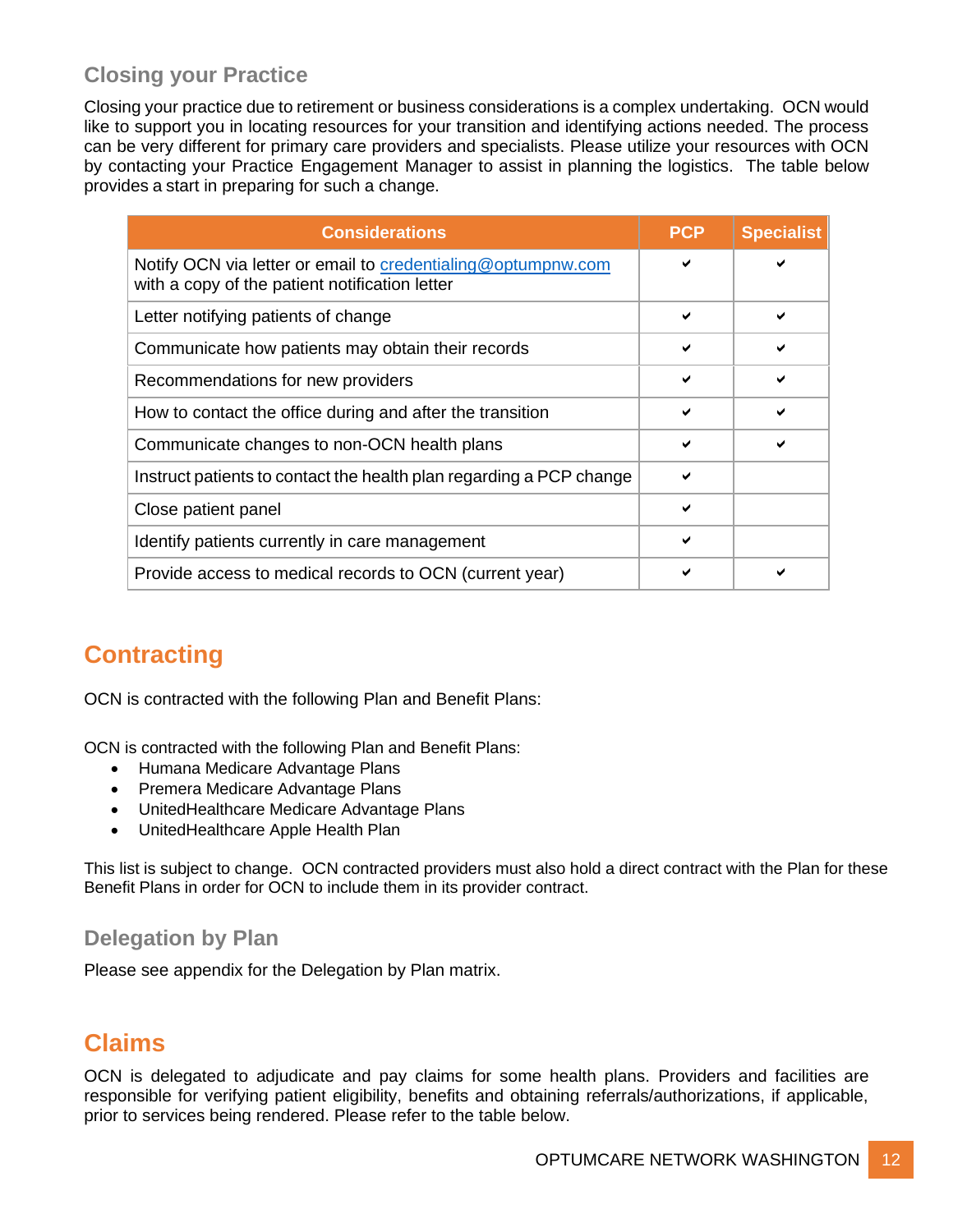### Closing your Practice

Closing your practice due to retirement or business considerations is a complex undertaking. OCN would like to support you in locating resources for your transition and identifying actions needed. The process can be very different for primary care providers and specialists. Please utilize your resources with OCN by contacting your Practice Engagement Manager to assist in planning the logistics. The table below provides a start in preparing for such a change.

| Considerations | PCP | Specialist |
| --- | --- | --- |
| Notify OCN via letter or email to credentialing@optumpnw.com with a copy of the patient notification letter | ✔ | ✔ |
| Letter notifying patients of change | ✔ | ✔ |
| Communicate how patients may obtain their records | ✔ | ✔ |
| Recommendations for new providers | ✔ | ✔ |
| How to contact the office during and after the transition | ✔ | ✔ |
| Communicate changes to non-OCN health plans | ✔ | ✔ |
| Instruct patients to contact the health plan regarding a PCP change | ✔ | |
| Close patient panel | ✔ | |
| Identify patients currently in care management | ✔ | |
| Provide access to medical records to OCN (current year) | ✔ | ✔ |

## Contracting

OCN is contracted with the following Plan and Benefit Plans:

OCN is contracted with the following Plan and Benefit Plans:

- Humana Medicare Advantage Plans
- Premera Medicare Advantage Plans
- UnitedHealthcare Medicare Advantage Plans
- UnitedHealthcare Apple Health Plan

This list is subject to change. OCN contracted providers must also hold a direct contract with the Plan for these Benefit Plans in order for OCN to include them in its provider contract.

### Delegation by Plan

Please see appendix for the Delegation by Plan matrix.

## Claims

OCN is delegated to adjudicate and pay claims for some health plans. Providers and facilities are responsible for verifying patient eligibility, benefits and obtaining referrals/authorizations, if applicable, prior to services being rendered. Please refer to the table below.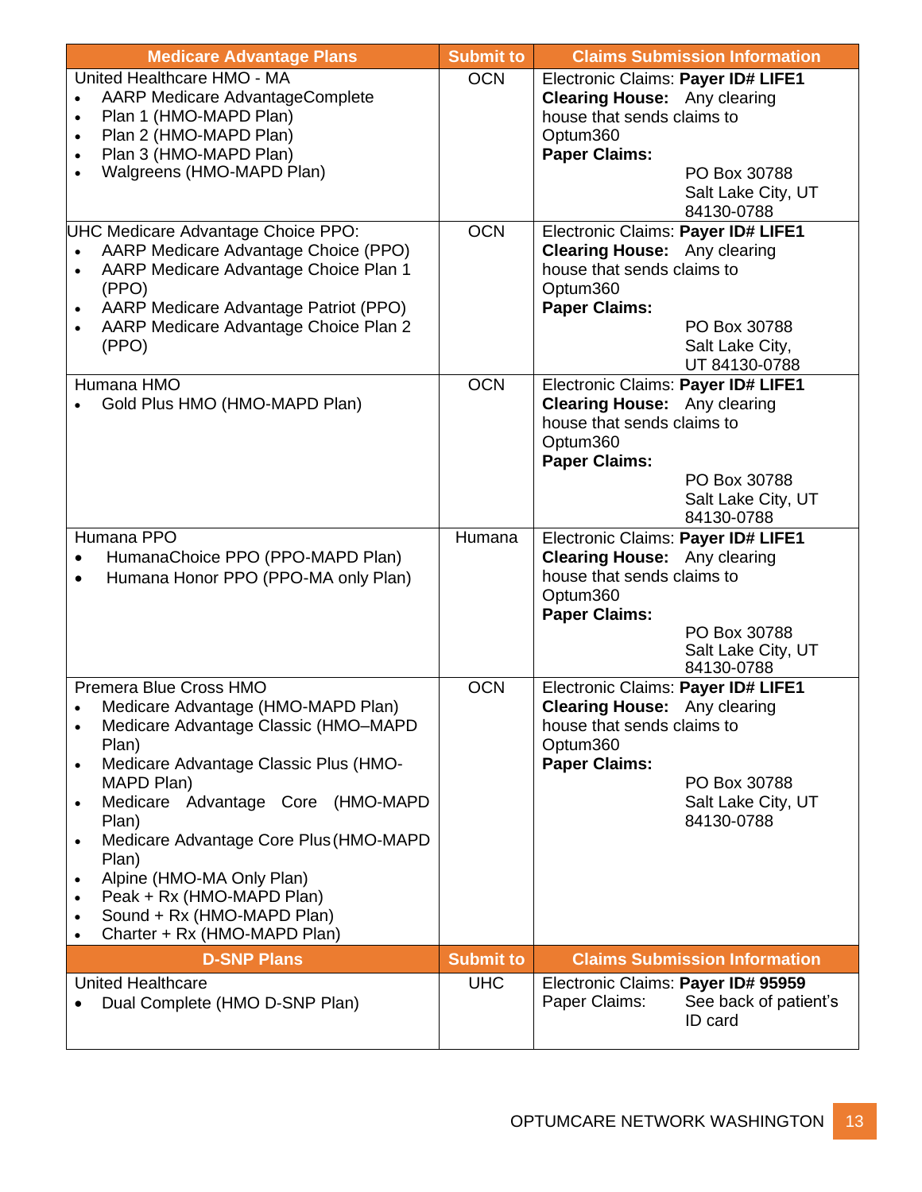| Medicare Advantage Plans | Submit to | Claims Submission Information |
|---|---|---|
| United Healthcare HMO - MA<br>• AARP Medicare AdvantageComplete<br>• Plan 1 (HMO-MAPD Plan)<br>• Plan 2 (HMO-MAPD Plan)<br>• Plan 3 (HMO-MAPD Plan)<br>• Walgreens (HMO-MAPD Plan) | OCN | Electronic Claims: **Payer ID# LIFE1**<br>**Clearing House:** Any clearing house that sends claims to Optum360<br>**Paper Claims:**<br>PO Box 30788<br>Salt Lake City, UT 84130-0788 |
| UHC Medicare Advantage Choice PPO:<br>• AARP Medicare Advantage Choice (PPO)<br>• AARP Medicare Advantage Choice Plan 1 (PPO)<br>• AARP Medicare Advantage Patriot (PPO)<br>• AARP Medicare Advantage Choice Plan 2 (PPO) | OCN | Electronic Claims: **Payer ID# LIFE1**<br>**Clearing House:** Any clearing house that sends claims to Optum360<br>**Paper Claims:**<br>PO Box 30788<br>Salt Lake City, UT 84130-0788 |
| Humana HMO<br>• Gold Plus HMO (HMO-MAPD Plan) | OCN | Electronic Claims: **Payer ID# LIFE1**<br>**Clearing House:** Any clearing house that sends claims to Optum360<br>**Paper Claims:**<br>PO Box 30788<br>Salt Lake City, UT 84130-0788 |
| Humana PPO<br>• HumanaChoice PPO (PPO-MAPD Plan)<br>• Humana Honor PPO (PPO-MA only Plan) | Humana | Electronic Claims: **Payer ID# LIFE1**<br>**Clearing House:** Any clearing house that sends claims to Optum360<br>**Paper Claims:**<br>PO Box 30788<br>Salt Lake City, UT 84130-0788 |
| Premera Blue Cross HMO<br>• Medicare Advantage (HMO-MAPD Plan)<br>• Medicare Advantage Classic (HMO–MAPD Plan)<br>• Medicare Advantage Classic Plus (HMO-MAPD Plan)<br>• Medicare Advantage Core (HMO-MAPD Plan)<br>• Medicare Advantage Core Plus (HMO-MAPD Plan)<br>• Alpine (HMO-MA Only Plan)<br>• Peak + Rx (HMO-MAPD Plan)<br>• Sound + Rx (HMO-MAPD Plan)<br>• Charter + Rx (HMO-MAPD Plan) | OCN | Electronic Claims: **Payer ID# LIFE1**<br>**Clearing House:** Any clearing house that sends claims to Optum360<br>**Paper Claims:**<br>PO Box 30788<br>Salt Lake City, UT 84130-0788 |
| **D-SNP Plans** | **Submit to** | **Claims Submission Information** |
| United Healthcare<br>• Dual Complete (HMO D-SNP Plan) | UHC | Electronic Claims: **Payer ID# 95959**<br>Paper Claims: See back of patient's ID card |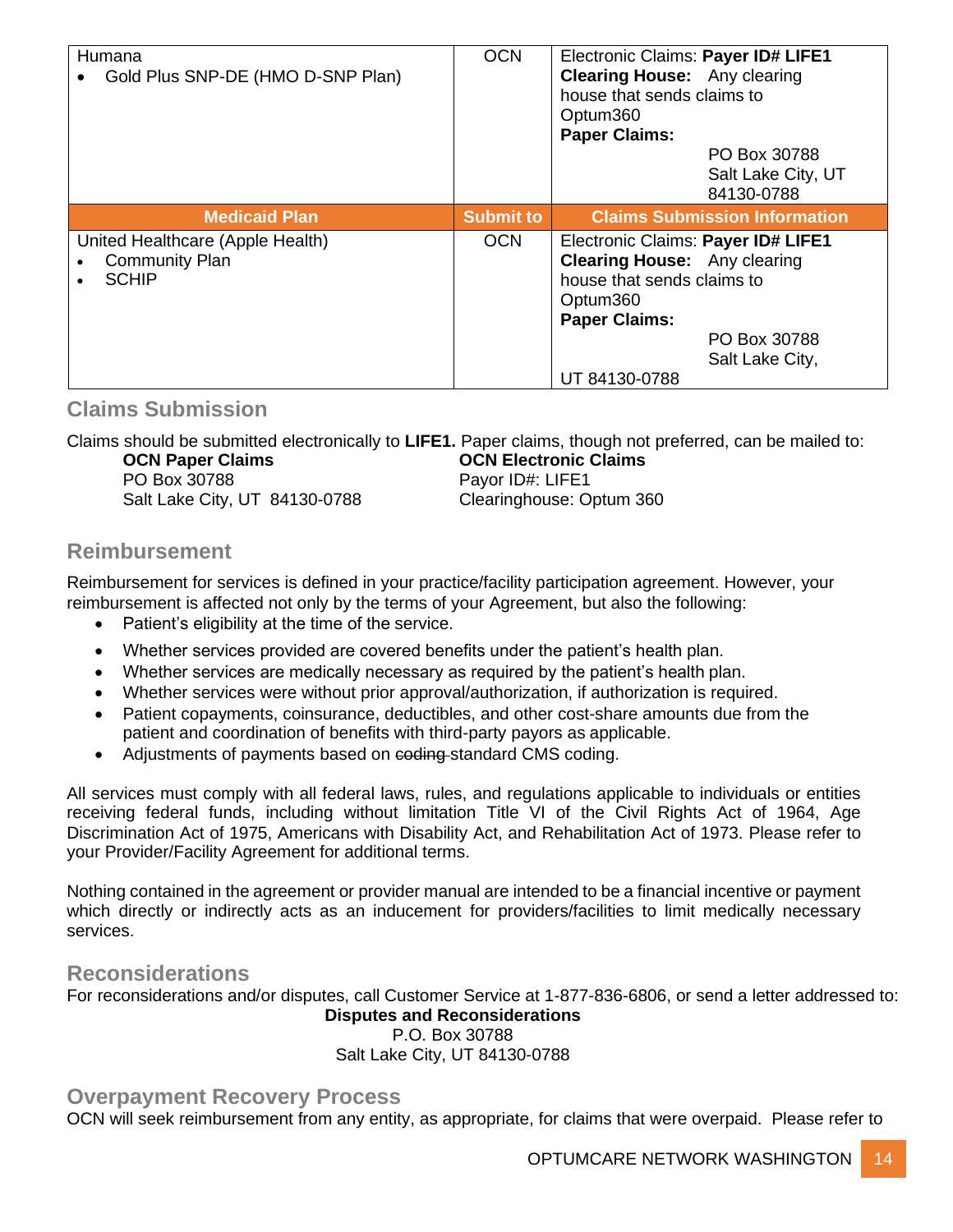| | | |
|---|---|---|
| Humana<br>• Gold Plus SNP-DE (HMO D-SNP Plan) | OCN | Electronic Claims: **Payer ID# LIFE1**<br>**Clearing House:** Any clearing house that sends claims to Optum360<br>**Paper Claims:**<br>PO Box 30788<br>Salt Lake City, UT 84130-0788 |
| **Medicaid Plan** | **Submit to** | **Claims Submission Information** |
| United Healthcare (Apple Health)<br>• Community Plan<br>• SCHIP | OCN | Electronic Claims: **Payer ID# LIFE1**<br>**Clearing House:** Any clearing house that sends claims to Optum360<br>**Paper Claims:**<br>PO Box 30788<br>Salt Lake City, UT 84130-0788 |

## Claims Submission

Claims should be submitted electronically to **LIFE1.** Paper claims, though not preferred, can be mailed to:

**OCN Paper Claims**
PO Box 30788
Salt Lake City, UT 84130-0788

**OCN Electronic Claims**
Payor ID#: LIFE1
Clearinghouse: Optum 360

## Reimbursement

Reimbursement for services is defined in your practice/facility participation agreement. However, your reimbursement is affected not only by the terms of your Agreement, but also the following:

- Patient's eligibility at the time of the service.
- Whether services provided are covered benefits under the patient's health plan.
- Whether services are medically necessary as required by the patient's health plan.
- Whether services were without prior approval/authorization, if authorization is required.
- Patient copayments, coinsurance, deductibles, and other cost-share amounts due from the patient and coordination of benefits with third-party payors as applicable.
- Adjustments of payments based on ~~coding~~ standard CMS coding.

All services must comply with all federal laws, rules, and regulations applicable to individuals or entities receiving federal funds, including without limitation Title VI of the Civil Rights Act of 1964, Age Discrimination Act of 1975, Americans with Disability Act, and Rehabilitation Act of 1973. Please refer to your Provider/Facility Agreement for additional terms.

Nothing contained in the agreement or provider manual are intended to be a financial incentive or payment which directly or indirectly acts as an inducement for providers/facilities to limit medically necessary services.

## Reconsiderations

For reconsiderations and/or disputes, call Customer Service at 1-877-836-6806, or send a letter addressed to:

**Disputes and Reconsiderations**
P.O. Box 30788
Salt Lake City, UT 84130-0788

## Overpayment Recovery Process

OCN will seek reimbursement from any entity, as appropriate, for claims that were overpaid. Please refer to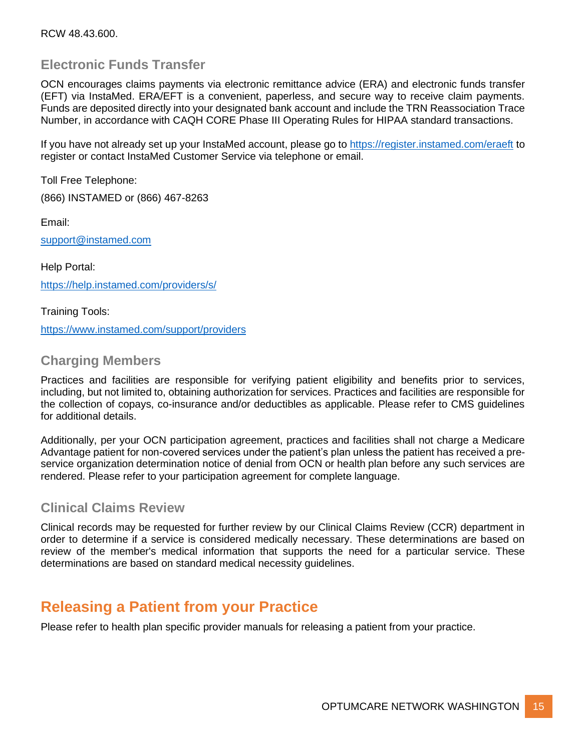RCW 48.43.600.

### Electronic Funds Transfer

OCN encourages claims payments via electronic remittance advice (ERA) and electronic funds transfer (EFT) via InstaMed. ERA/EFT is a convenient, paperless, and secure way to receive claim payments. Funds are deposited directly into your designated bank account and include the TRN Reassociation Trace Number, in accordance with CAQH CORE Phase III Operating Rules for HIPAA standard transactions.

If you have not already set up your InstaMed account, please go to https://register.instamed.com/eraeft to register or contact InstaMed Customer Service via telephone or email.

Toll Free Telephone:

(866) INSTAMED or (866) 467-8263

Email:

support@instamed.com

Help Portal:

https://help.instamed.com/providers/s/

Training Tools:

https://www.instamed.com/support/providers

### Charging Members

Practices and facilities are responsible for verifying patient eligibility and benefits prior to services, including, but not limited to, obtaining authorization for services. Practices and facilities are responsible for the collection of copays, co-insurance and/or deductibles as applicable. Please refer to CMS guidelines for additional details.

Additionally, per your OCN participation agreement, practices and facilities shall not charge a Medicare Advantage patient for non-covered services under the patient's plan unless the patient has received a pre-service organization determination notice of denial from OCN or health plan before any such services are rendered. Please refer to your participation agreement for complete language.

### Clinical Claims Review

Clinical records may be requested for further review by our Clinical Claims Review (CCR) department in order to determine if a service is considered medically necessary. These determinations are based on review of the member's medical information that supports the need for a particular service. These determinations are based on standard medical necessity guidelines.

## Releasing a Patient from your Practice

Please refer to health plan specific provider manuals for releasing a patient from your practice.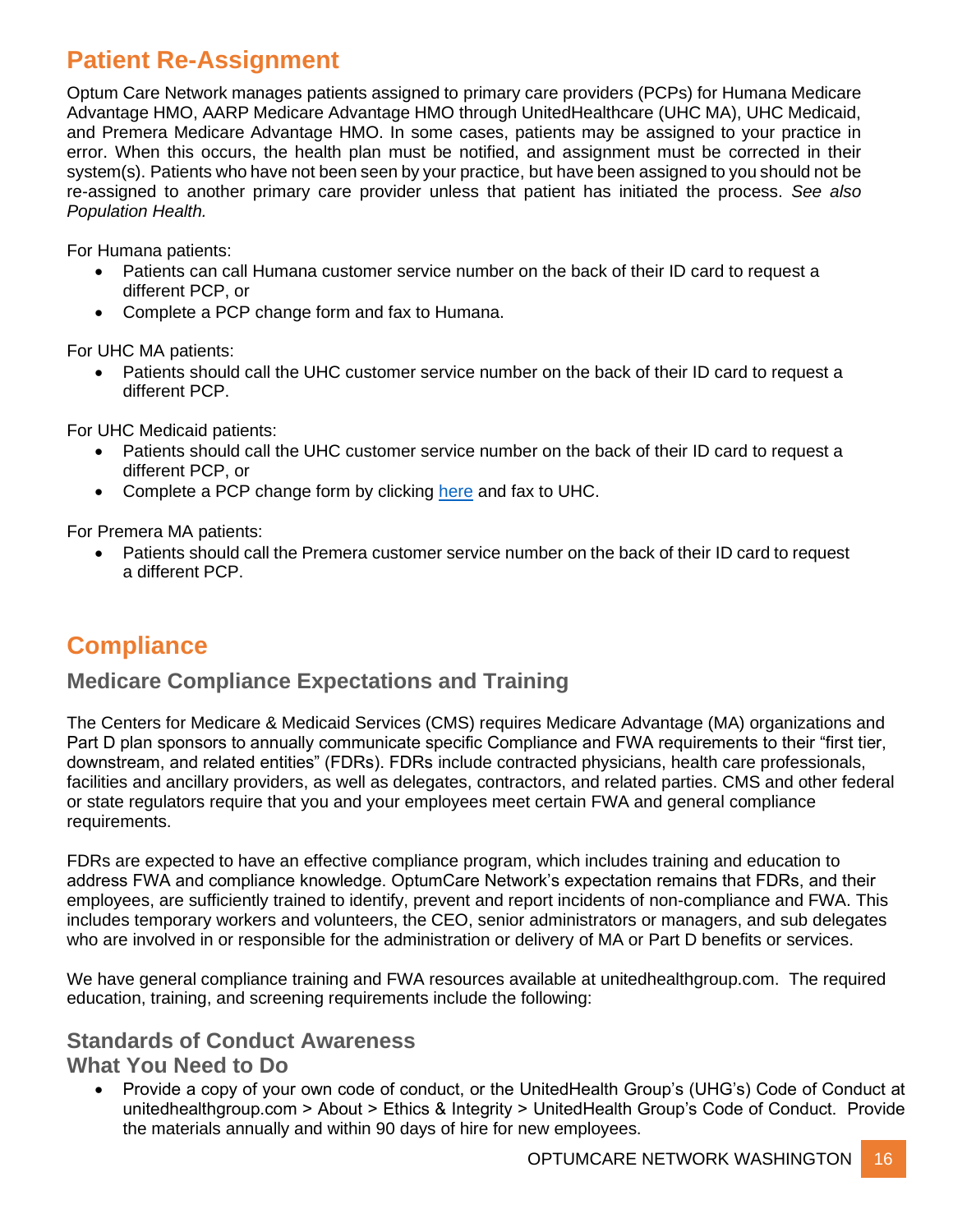## Patient Re-Assignment

Optum Care Network manages patients assigned to primary care providers (PCPs) for Humana Medicare Advantage HMO, AARP Medicare Advantage HMO through UnitedHealthcare (UHC MA), UHC Medicaid, and Premera Medicare Advantage HMO. In some cases, patients may be assigned to your practice in error. When this occurs, the health plan must be notified, and assignment must be corrected in their system(s). Patients who have not been seen by your practice, but have been assigned to you should not be re-assigned to another primary care provider unless that patient has initiated the process. *See also Population Health.*

For Humana patients:

- Patients can call Humana customer service number on the back of their ID card to request a different PCP, or
- Complete a PCP change form and fax to Humana.

For UHC MA patients:

- Patients should call the UHC customer service number on the back of their ID card to request a different PCP.

For UHC Medicaid patients:

- Patients should call the UHC customer service number on the back of their ID card to request a different PCP, or
- Complete a PCP change form by clicking here and fax to UHC.

For Premera MA patients:

- Patients should call the Premera customer service number on the back of their ID card to request a different PCP.

## Compliance

### Medicare Compliance Expectations and Training

The Centers for Medicare & Medicaid Services (CMS) requires Medicare Advantage (MA) organizations and Part D plan sponsors to annually communicate specific Compliance and FWA requirements to their "first tier, downstream, and related entities" (FDRs). FDRs include contracted physicians, health care professionals, facilities and ancillary providers, as well as delegates, contractors, and related parties. CMS and other federal or state regulators require that you and your employees meet certain FWA and general compliance requirements.

FDRs are expected to have an effective compliance program, which includes training and education to address FWA and compliance knowledge. OptumCare Network's expectation remains that FDRs, and their employees, are sufficiently trained to identify, prevent and report incidents of non-compliance and FWA. This includes temporary workers and volunteers, the CEO, senior administrators or managers, and sub delegates who are involved in or responsible for the administration or delivery of MA or Part D benefits or services.

We have general compliance training and FWA resources available at unitedhealthgroup.com. The required education, training, and screening requirements include the following:

### Standards of Conduct Awareness

### What You Need to Do

- Provide a copy of your own code of conduct, or the UnitedHealth Group's (UHG's) Code of Conduct at unitedhealthgroup.com > About > Ethics & Integrity > UnitedHealth Group's Code of Conduct. Provide the materials annually and within 90 days of hire for new employees.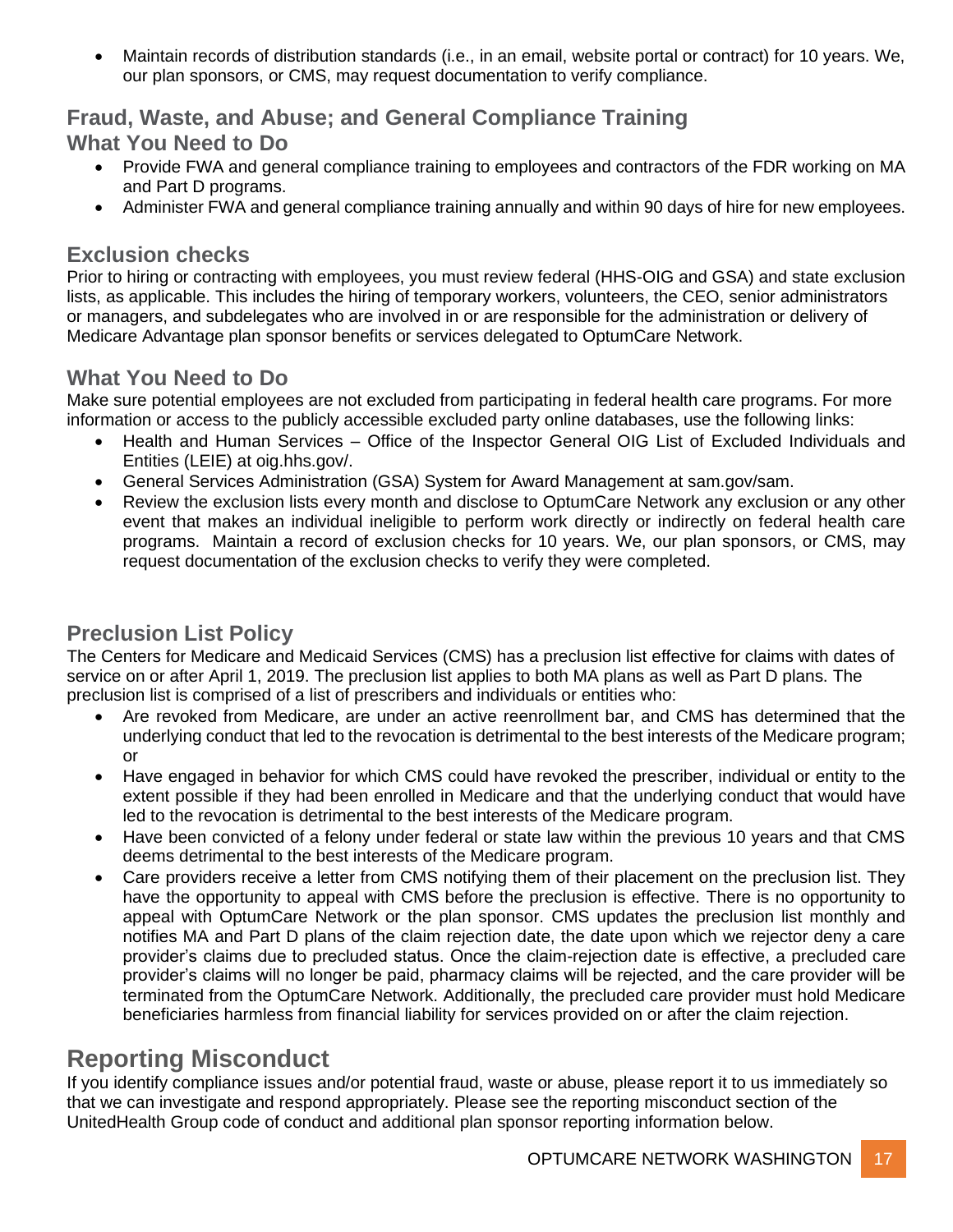- Maintain records of distribution standards (i.e., in an email, website portal or contract) for 10 years. We, our plan sponsors, or CMS, may request documentation to verify compliance.

### Fraud, Waste, and Abuse; and General Compliance Training

### What You Need to Do

- Provide FWA and general compliance training to employees and contractors of the FDR working on MA and Part D programs.
- Administer FWA and general compliance training annually and within 90 days of hire for new employees.

### Exclusion checks

Prior to hiring or contracting with employees, you must review federal (HHS-OIG and GSA) and state exclusion lists, as applicable. This includes the hiring of temporary workers, volunteers, the CEO, senior administrators or managers, and subdelegates who are involved in or are responsible for the administration or delivery of Medicare Advantage plan sponsor benefits or services delegated to OptumCare Network.

### What You Need to Do

Make sure potential employees are not excluded from participating in federal health care programs. For more information or access to the publicly accessible excluded party online databases, use the following links:

- Health and Human Services – Office of the Inspector General OIG List of Excluded Individuals and Entities (LEIE) at oig.hhs.gov/.
- General Services Administration (GSA) System for Award Management at sam.gov/sam.
- Review the exclusion lists every month and disclose to OptumCare Network any exclusion or any other event that makes an individual ineligible to perform work directly or indirectly on federal health care programs. Maintain a record of exclusion checks for 10 years. We, our plan sponsors, or CMS, may request documentation of the exclusion checks to verify they were completed.

### Preclusion List Policy

The Centers for Medicare and Medicaid Services (CMS) has a preclusion list effective for claims with dates of service on or after April 1, 2019. The preclusion list applies to both MA plans as well as Part D plans. The preclusion list is comprised of a list of prescribers and individuals or entities who:

- Are revoked from Medicare, are under an active reenrollment bar, and CMS has determined that the underlying conduct that led to the revocation is detrimental to the best interests of the Medicare program; or
- Have engaged in behavior for which CMS could have revoked the prescriber, individual or entity to the extent possible if they had been enrolled in Medicare and that the underlying conduct that would have led to the revocation is detrimental to the best interests of the Medicare program.
- Have been convicted of a felony under federal or state law within the previous 10 years and that CMS deems detrimental to the best interests of the Medicare program.
- Care providers receive a letter from CMS notifying them of their placement on the preclusion list. They have the opportunity to appeal with CMS before the preclusion is effective. There is no opportunity to appeal with OptumCare Network or the plan sponsor. CMS updates the preclusion list monthly and notifies MA and Part D plans of the claim rejection date, the date upon which we rejector deny a care provider's claims due to precluded status. Once the claim-rejection date is effective, a precluded care provider's claims will no longer be paid, pharmacy claims will be rejected, and the care provider will be terminated from the OptumCare Network. Additionally, the precluded care provider must hold Medicare beneficiaries harmless from financial liability for services provided on or after the claim rejection.

## Reporting Misconduct

If you identify compliance issues and/or potential fraud, waste or abuse, please report it to us immediately so that we can investigate and respond appropriately. Please see the reporting misconduct section of the UnitedHealth Group code of conduct and additional plan sponsor reporting information below.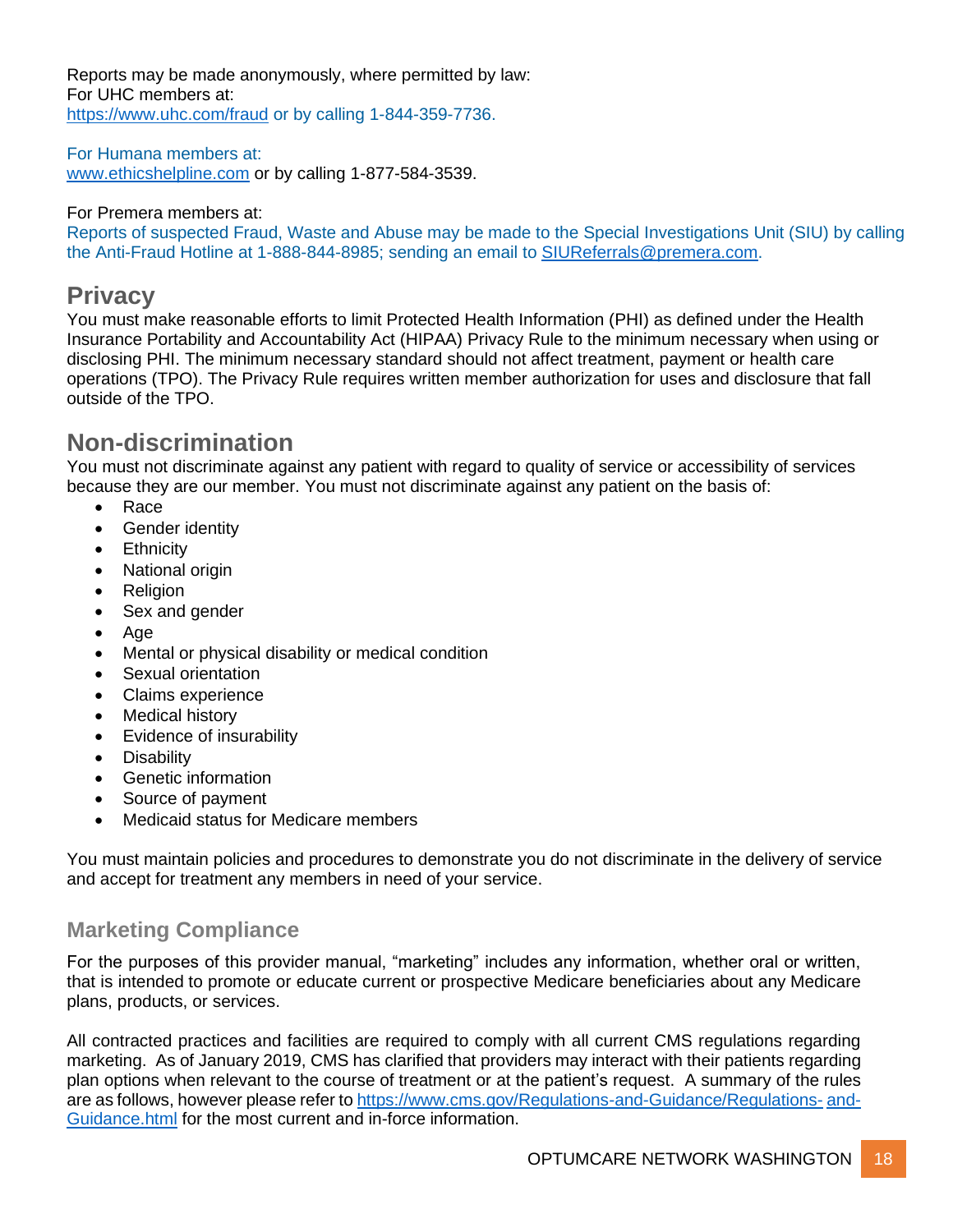Reports may be made anonymously, where permitted by law:
For UHC members at:
https://www.uhc.com/fraud or by calling 1-844-359-7736.

For Humana members at:
www.ethicshelpline.com or by calling 1-877-584-3539.

For Premera members at:
Reports of suspected Fraud, Waste and Abuse may be made to the Special Investigations Unit (SIU) by calling the Anti-Fraud Hotline at 1-888-844-8985; sending an email to SIUReferrals@premera.com.

## Privacy

You must make reasonable efforts to limit Protected Health Information (PHI) as defined under the Health Insurance Portability and Accountability Act (HIPAA) Privacy Rule to the minimum necessary when using or disclosing PHI. The minimum necessary standard should not affect treatment, payment or health care operations (TPO). The Privacy Rule requires written member authorization for uses and disclosure that fall outside of the TPO.

## Non-discrimination

You must not discriminate against any patient with regard to quality of service or accessibility of services because they are our member. You must not discriminate against any patient on the basis of:

- Race
- Gender identity
- Ethnicity
- National origin
- Religion
- Sex and gender
- Age
- Mental or physical disability or medical condition
- Sexual orientation
- Claims experience
- Medical history
- Evidence of insurability
- Disability
- Genetic information
- Source of payment
- Medicaid status for Medicare members

You must maintain policies and procedures to demonstrate you do not discriminate in the delivery of service and accept for treatment any members in need of your service.

### Marketing Compliance

For the purposes of this provider manual, "marketing" includes any information, whether oral or written, that is intended to promote or educate current or prospective Medicare beneficiaries about any Medicare plans, products, or services.

All contracted practices and facilities are required to comply with all current CMS regulations regarding marketing. As of January 2019, CMS has clarified that providers may interact with their patients regarding plan options when relevant to the course of treatment or at the patient's request. A summary of the rules are as follows, however please refer to https://www.cms.gov/Regulations-and-Guidance/Regulations-and-Guidance.html for the most current and in-force information.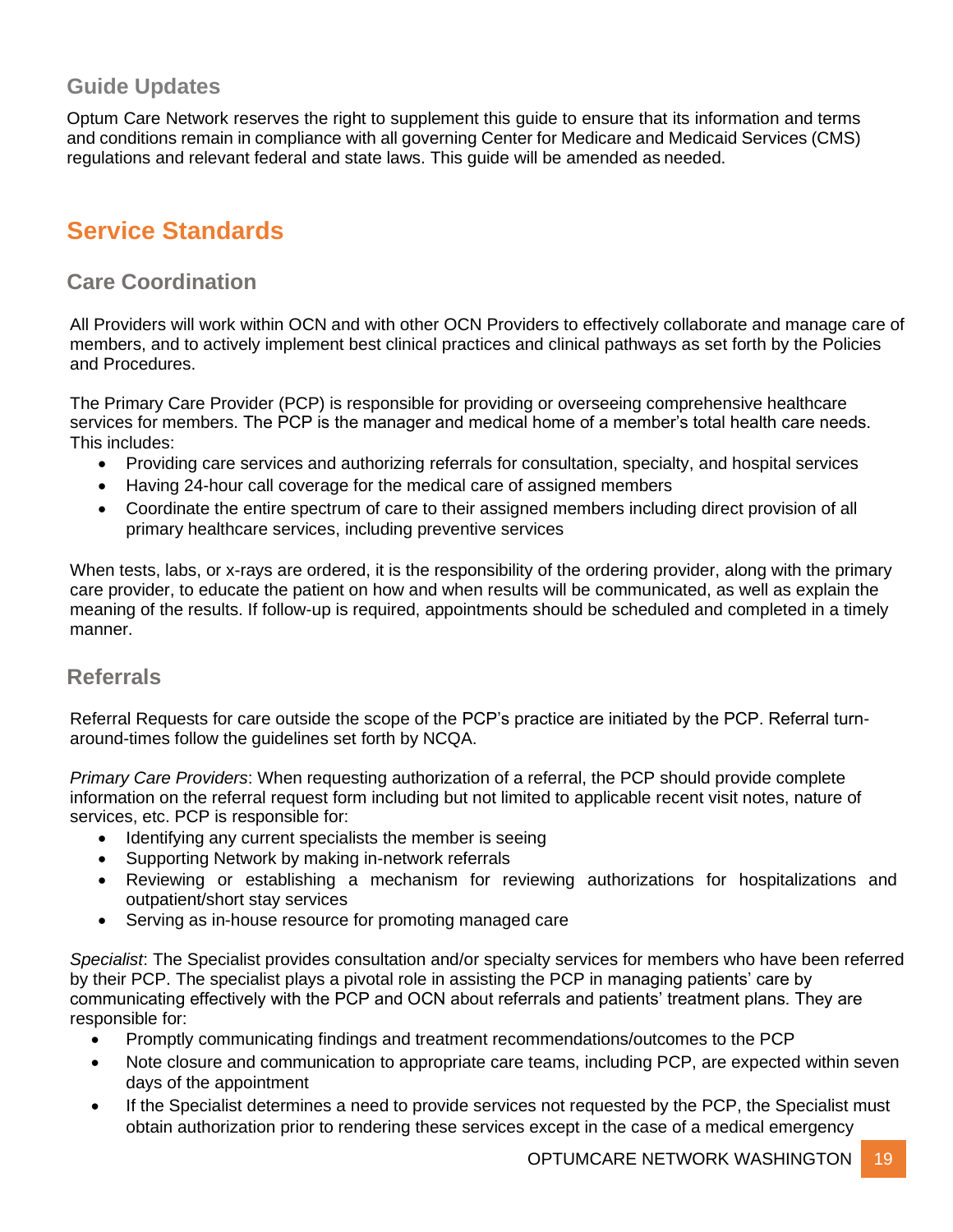### Guide Updates

Optum Care Network reserves the right to supplement this guide to ensure that its information and terms and conditions remain in compliance with all governing Center for Medicare and Medicaid Services (CMS) regulations and relevant federal and state laws. This guide will be amended as needed.

## Service Standards

### Care Coordination

All Providers will work within OCN and with other OCN Providers to effectively collaborate and manage care of members, and to actively implement best clinical practices and clinical pathways as set forth by the Policies and Procedures.

The Primary Care Provider (PCP) is responsible for providing or overseeing comprehensive healthcare services for members. The PCP is the manager and medical home of a member's total health care needs. This includes:

- Providing care services and authorizing referrals for consultation, specialty, and hospital services
- Having 24-hour call coverage for the medical care of assigned members
- Coordinate the entire spectrum of care to their assigned members including direct provision of all primary healthcare services, including preventive services

When tests, labs, or x-rays are ordered, it is the responsibility of the ordering provider, along with the primary care provider, to educate the patient on how and when results will be communicated, as well as explain the meaning of the results. If follow-up is required, appointments should be scheduled and completed in a timely manner.

### Referrals

Referral Requests for care outside the scope of the PCP's practice are initiated by the PCP. Referral turn-around-times follow the guidelines set forth by NCQA.

*Primary Care Providers*: When requesting authorization of a referral, the PCP should provide complete information on the referral request form including but not limited to applicable recent visit notes, nature of services, etc. PCP is responsible for:

- Identifying any current specialists the member is seeing
- Supporting Network by making in-network referrals
- Reviewing or establishing a mechanism for reviewing authorizations for hospitalizations and outpatient/short stay services
- Serving as in-house resource for promoting managed care

*Specialist*: The Specialist provides consultation and/or specialty services for members who have been referred by their PCP. The specialist plays a pivotal role in assisting the PCP in managing patients' care by communicating effectively with the PCP and OCN about referrals and patients' treatment plans. They are responsible for:

- Promptly communicating findings and treatment recommendations/outcomes to the PCP
- Note closure and communication to appropriate care teams, including PCP, are expected within seven days of the appointment
- If the Specialist determines a need to provide services not requested by the PCP, the Specialist must obtain authorization prior to rendering these services except in the case of a medical emergency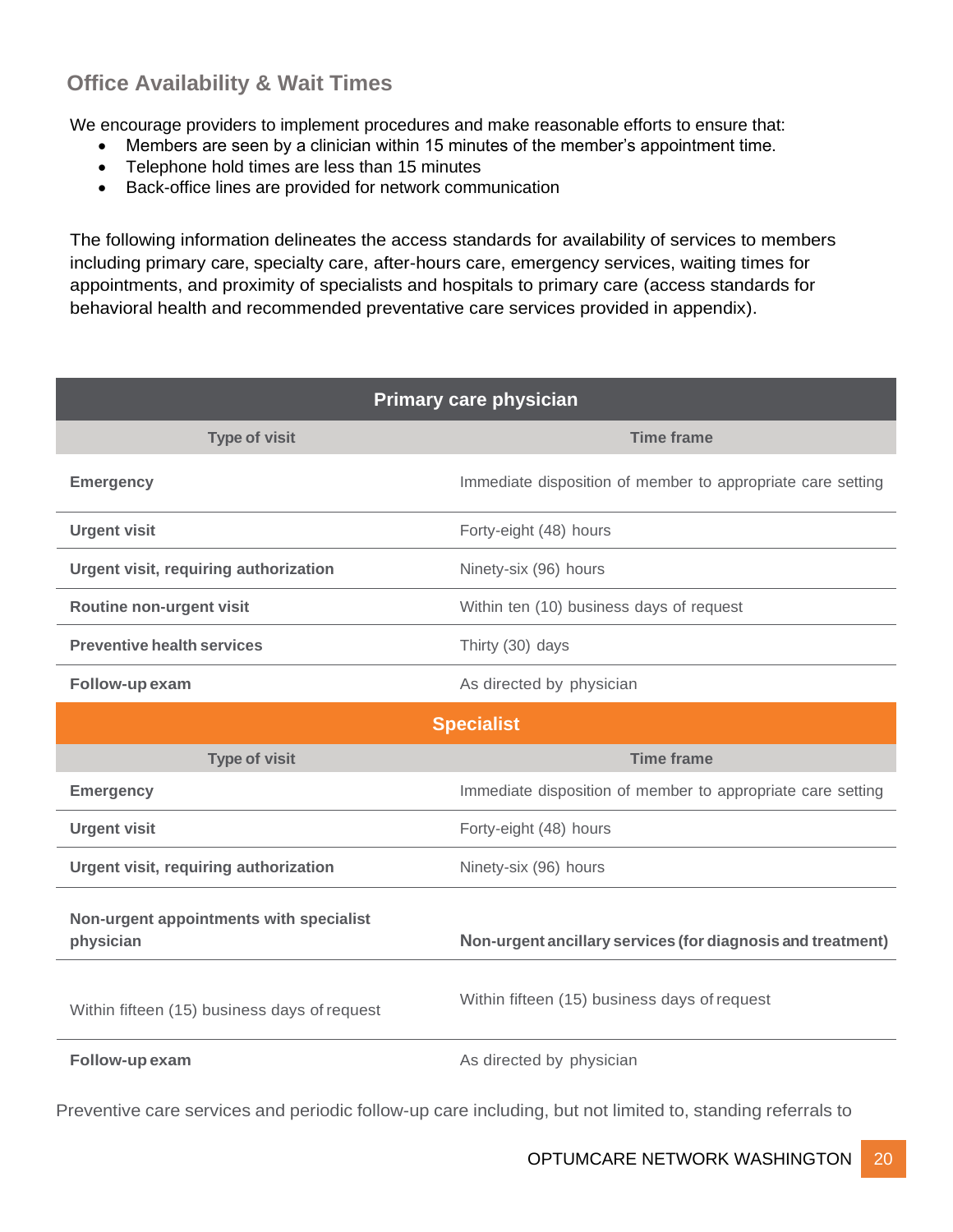## Office Availability & Wait Times

We encourage providers to implement procedures and make reasonable efforts to ensure that:

- Members are seen by a clinician within 15 minutes of the member's appointment time.
- Telephone hold times are less than 15 minutes
- Back-office lines are provided for network communication

The following information delineates the access standards for availability of services to members including primary care, specialty care, after-hours care, emergency services, waiting times for appointments, and proximity of specialists and hospitals to primary care (access standards for behavioral health and recommended preventative care services provided in appendix).

| Primary care physician | |
|---|---|
| **Type of visit** | **Time frame** |
| **Emergency** | Immediate disposition of member to appropriate care setting |
| **Urgent visit** | Forty-eight (48) hours |
| **Urgent visit, requiring authorization** | Ninety-six (96) hours |
| **Routine non-urgent visit** | Within ten (10) business days of request |
| **Preventive health services** | Thirty (30) days |
| **Follow-up exam** | As directed by physician |
| **Specialist** | |
| **Type of visit** | **Time frame** |
| **Emergency** | Immediate disposition of member to appropriate care setting |
| **Urgent visit** | Forty-eight (48) hours |
| **Urgent visit, requiring authorization** | Ninety-six (96) hours |
| **Non-urgent appointments with specialist physician** | **Non-urgent ancillary services (for diagnosis and treatment)** |
| Within fifteen (15) business days of request | Within fifteen (15) business days of request |
| **Follow-up exam** | As directed by physician |

Preventive care services and periodic follow-up care including, but not limited to, standing referrals to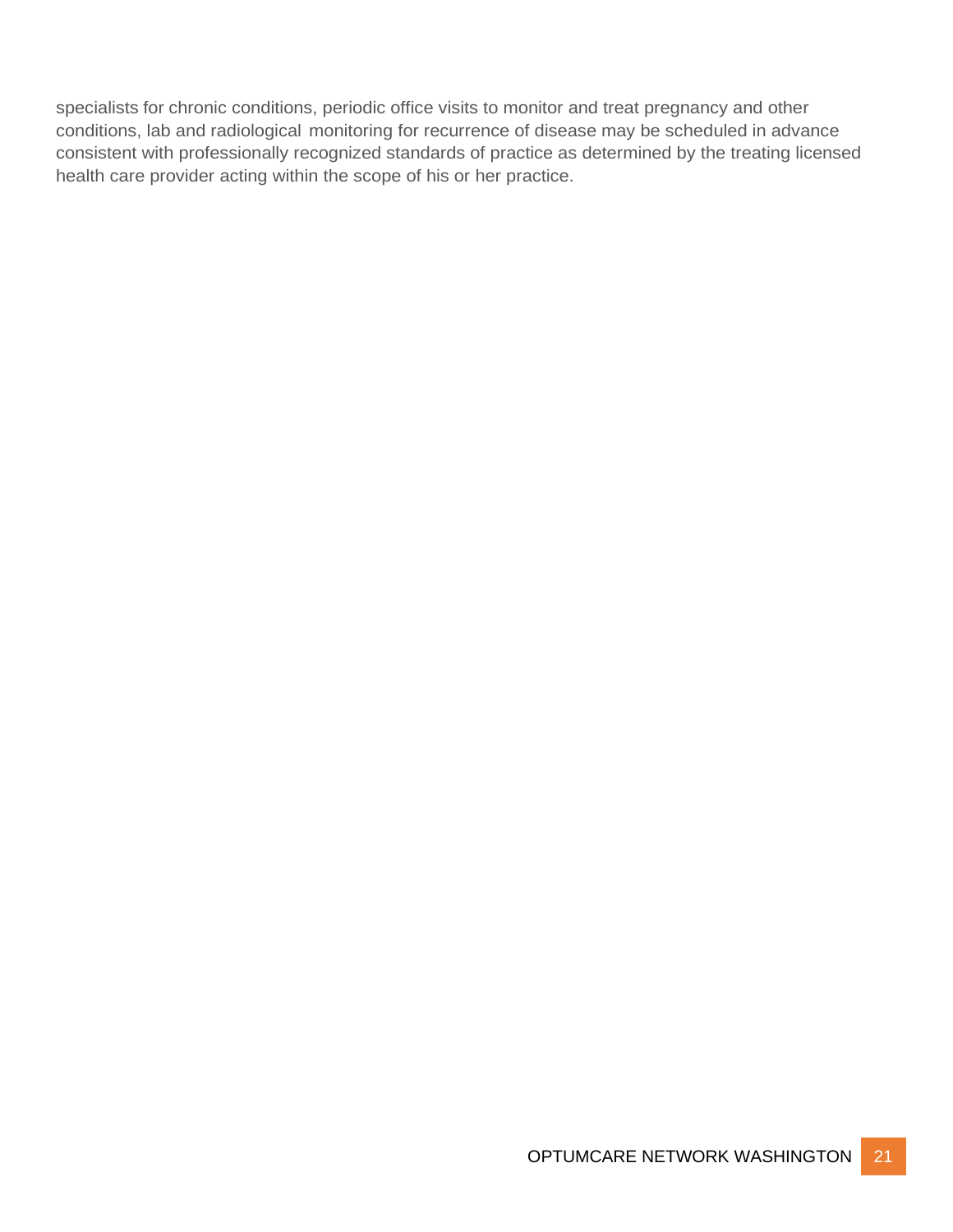specialists for chronic conditions, periodic office visits to monitor and treat pregnancy and other conditions, lab and radiological monitoring for recurrence of disease may be scheduled in advance consistent with professionally recognized standards of practice as determined by the treating licensed health care provider acting within the scope of his or her practice.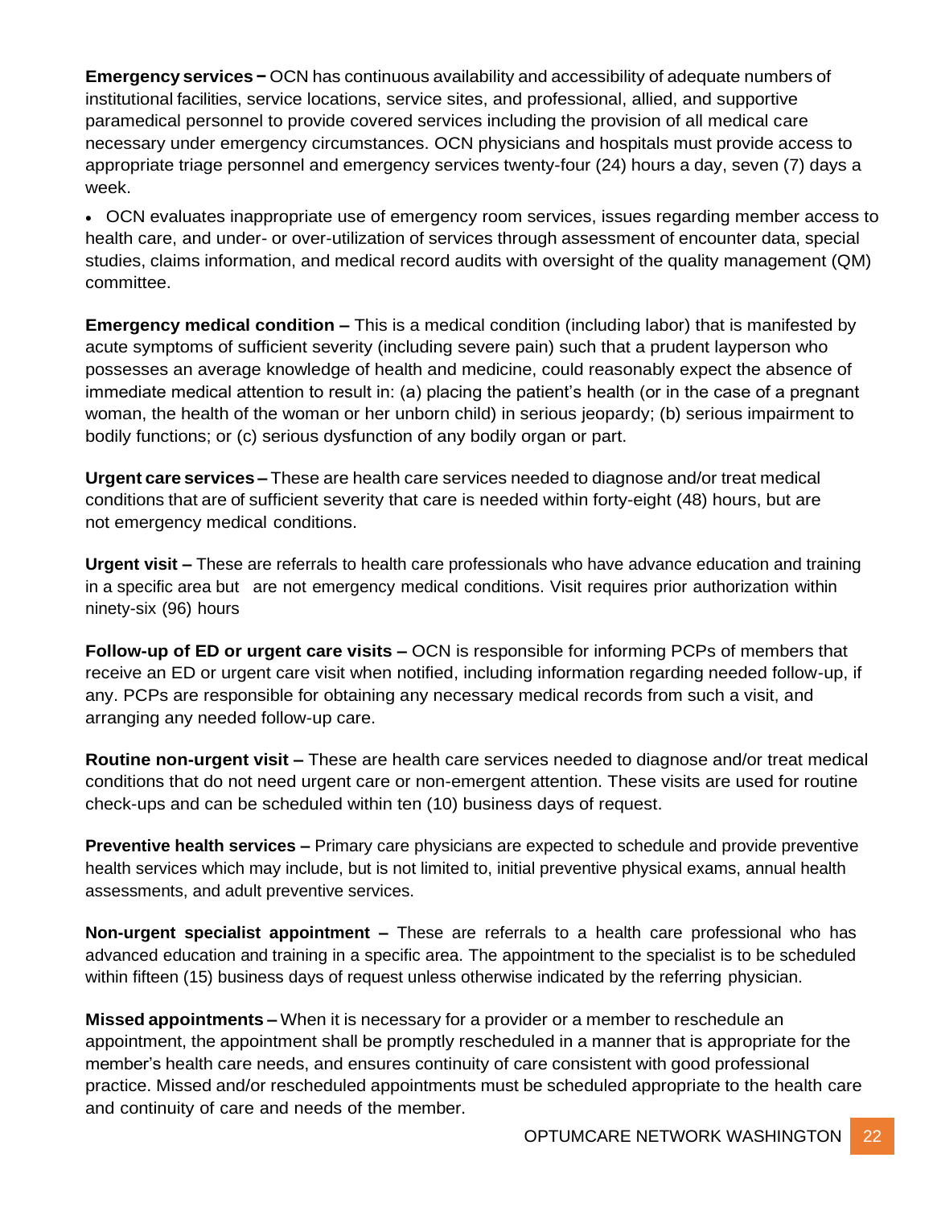**Emergency services –** OCN has continuous availability and accessibility of adequate numbers of institutional facilities, service locations, service sites, and professional, allied, and supportive paramedical personnel to provide covered services including the provision of all medical care necessary under emergency circumstances. OCN physicians and hospitals must provide access to appropriate triage personnel and emergency services twenty-four (24) hours a day, seven (7) days a week.

- OCN evaluates inappropriate use of emergency room services, issues regarding member access to health care, and under- or over-utilization of services through assessment of encounter data, special studies, claims information, and medical record audits with oversight of the quality management (QM) committee.

**Emergency medical condition –** This is a medical condition (including labor) that is manifested by acute symptoms of sufficient severity (including severe pain) such that a prudent layperson who possesses an average knowledge of health and medicine, could reasonably expect the absence of immediate medical attention to result in: (a) placing the patient's health (or in the case of a pregnant woman, the health of the woman or her unborn child) in serious jeopardy; (b) serious impairment to bodily functions; or (c) serious dysfunction of any bodily organ or part.

**Urgent care services –** These are health care services needed to diagnose and/or treat medical conditions that are of sufficient severity that care is needed within forty-eight (48) hours, but are not emergency medical conditions.

**Urgent visit –** These are referrals to health care professionals who have advance education and training in a specific area but are not emergency medical conditions. Visit requires prior authorization within ninety-six (96) hours

**Follow-up of ED or urgent care visits –** OCN is responsible for informing PCPs of members that receive an ED or urgent care visit when notified, including information regarding needed follow-up, if any. PCPs are responsible for obtaining any necessary medical records from such a visit, and arranging any needed follow-up care.

**Routine non-urgent visit –** These are health care services needed to diagnose and/or treat medical conditions that do not need urgent care or non-emergent attention. These visits are used for routine check-ups and can be scheduled within ten (10) business days of request.

**Preventive health services –** Primary care physicians are expected to schedule and provide preventive health services which may include, but is not limited to, initial preventive physical exams, annual health assessments, and adult preventive services.

**Non-urgent specialist appointment –** These are referrals to a health care professional who has advanced education and training in a specific area. The appointment to the specialist is to be scheduled within fifteen (15) business days of request unless otherwise indicated by the referring physician.

**Missed appointments –** When it is necessary for a provider or a member to reschedule an appointment, the appointment shall be promptly rescheduled in a manner that is appropriate for the member's health care needs, and ensures continuity of care consistent with good professional practice. Missed and/or rescheduled appointments must be scheduled appropriate to the health care and continuity of care and needs of the member.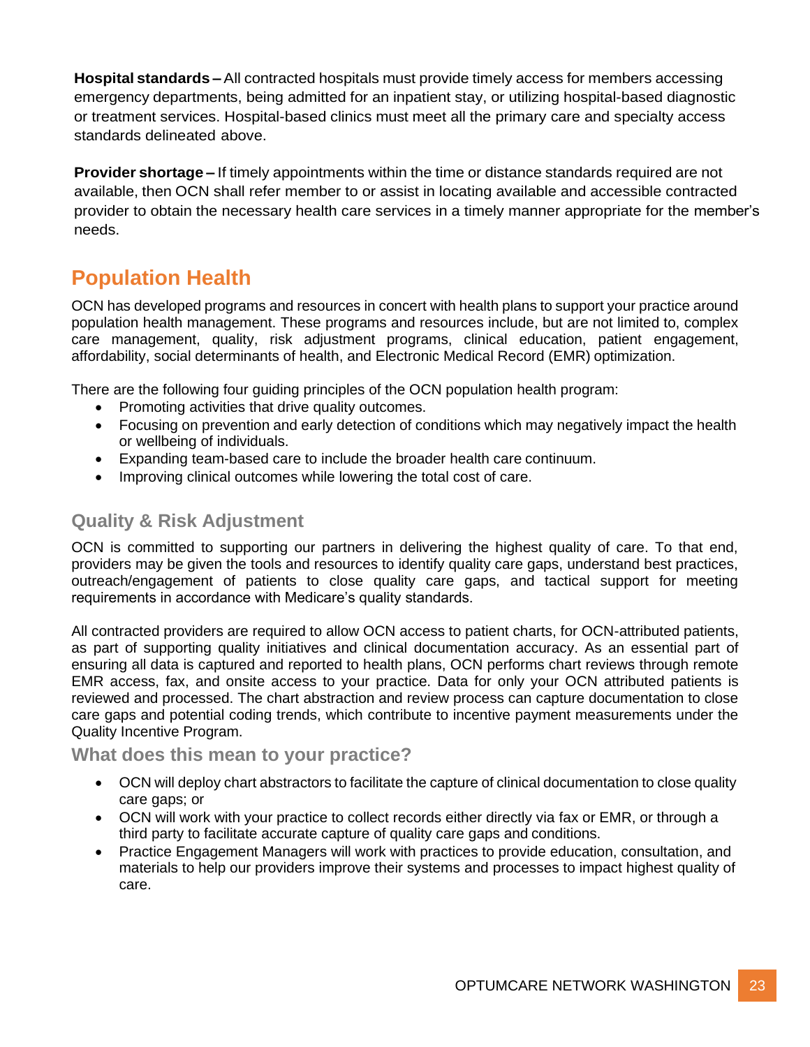**Hospital standards –** All contracted hospitals must provide timely access for members accessing emergency departments, being admitted for an inpatient stay, or utilizing hospital-based diagnostic or treatment services. Hospital-based clinics must meet all the primary care and specialty access standards delineated above.

**Provider shortage –** If timely appointments within the time or distance standards required are not available, then OCN shall refer member to or assist in locating available and accessible contracted provider to obtain the necessary health care services in a timely manner appropriate for the member's needs.

## Population Health

OCN has developed programs and resources in concert with health plans to support your practice around population health management. These programs and resources include, but are not limited to, complex care management, quality, risk adjustment programs, clinical education, patient engagement, affordability, social determinants of health, and Electronic Medical Record (EMR) optimization.

There are the following four guiding principles of the OCN population health program:

- Promoting activities that drive quality outcomes.
- Focusing on prevention and early detection of conditions which may negatively impact the health or wellbeing of individuals.
- Expanding team-based care to include the broader health care continuum.
- Improving clinical outcomes while lowering the total cost of care.

### Quality & Risk Adjustment

OCN is committed to supporting our partners in delivering the highest quality of care. To that end, providers may be given the tools and resources to identify quality care gaps, understand best practices, outreach/engagement of patients to close quality care gaps, and tactical support for meeting requirements in accordance with Medicare's quality standards.

All contracted providers are required to allow OCN access to patient charts, for OCN-attributed patients, as part of supporting quality initiatives and clinical documentation accuracy. As an essential part of ensuring all data is captured and reported to health plans, OCN performs chart reviews through remote EMR access, fax, and onsite access to your practice. Data for only your OCN attributed patients is reviewed and processed. The chart abstraction and review process can capture documentation to close care gaps and potential coding trends, which contribute to incentive payment measurements under the Quality Incentive Program.

### What does this mean to your practice?

- OCN will deploy chart abstractors to facilitate the capture of clinical documentation to close quality care gaps; or
- OCN will work with your practice to collect records either directly via fax or EMR, or through a third party to facilitate accurate capture of quality care gaps and conditions.
- Practice Engagement Managers will work with practices to provide education, consultation, and materials to help our providers improve their systems and processes to impact highest quality of care.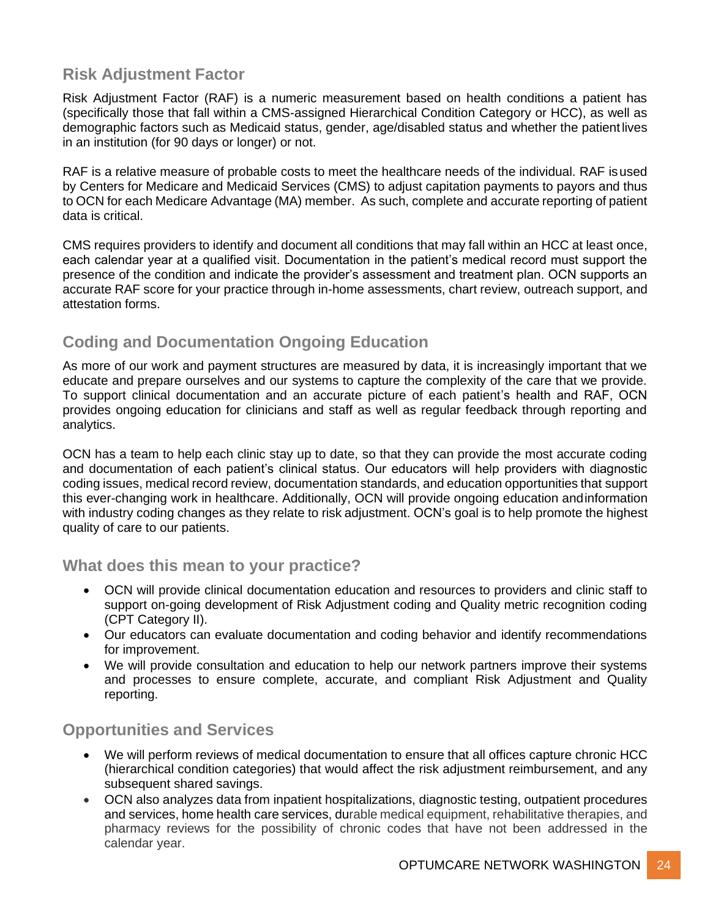## Risk Adjustment Factor

Risk Adjustment Factor (RAF) is a numeric measurement based on health conditions a patient has (specifically those that fall within a CMS-assigned Hierarchical Condition Category or HCC), as well as demographic factors such as Medicaid status, gender, age/disabled status and whether the patient lives in an institution (for 90 days or longer) or not.

RAF is a relative measure of probable costs to meet the healthcare needs of the individual. RAF is used by Centers for Medicare and Medicaid Services (CMS) to adjust capitation payments to payors and thus to OCN for each Medicare Advantage (MA) member. As such, complete and accurate reporting of patient data is critical.

CMS requires providers to identify and document all conditions that may fall within an HCC at least once, each calendar year at a qualified visit. Documentation in the patient's medical record must support the presence of the condition and indicate the provider's assessment and treatment plan. OCN supports an accurate RAF score for your practice through in-home assessments, chart review, outreach support, and attestation forms.

## Coding and Documentation Ongoing Education

As more of our work and payment structures are measured by data, it is increasingly important that we educate and prepare ourselves and our systems to capture the complexity of the care that we provide. To support clinical documentation and an accurate picture of each patient's health and RAF, OCN provides ongoing education for clinicians and staff as well as regular feedback through reporting and analytics.

OCN has a team to help each clinic stay up to date, so that they can provide the most accurate coding and documentation of each patient's clinical status. Our educators will help providers with diagnostic coding issues, medical record review, documentation standards, and education opportunities that support this ever-changing work in healthcare. Additionally, OCN will provide ongoing education and information with industry coding changes as they relate to risk adjustment. OCN's goal is to help promote the highest quality of care to our patients.

### What does this mean to your practice?

- OCN will provide clinical documentation education and resources to providers and clinic staff to support on-going development of Risk Adjustment coding and Quality metric recognition coding (CPT Category II).
- Our educators can evaluate documentation and coding behavior and identify recommendations for improvement.
- We will provide consultation and education to help our network partners improve their systems and processes to ensure complete, accurate, and compliant Risk Adjustment and Quality reporting.

### Opportunities and Services

- We will perform reviews of medical documentation to ensure that all offices capture chronic HCC (hierarchical condition categories) that would affect the risk adjustment reimbursement, and any subsequent shared savings.
- OCN also analyzes data from inpatient hospitalizations, diagnostic testing, outpatient procedures and services, home health care services, durable medical equipment, rehabilitative therapies, and pharmacy reviews for the possibility of chronic codes that have not been addressed in the calendar year.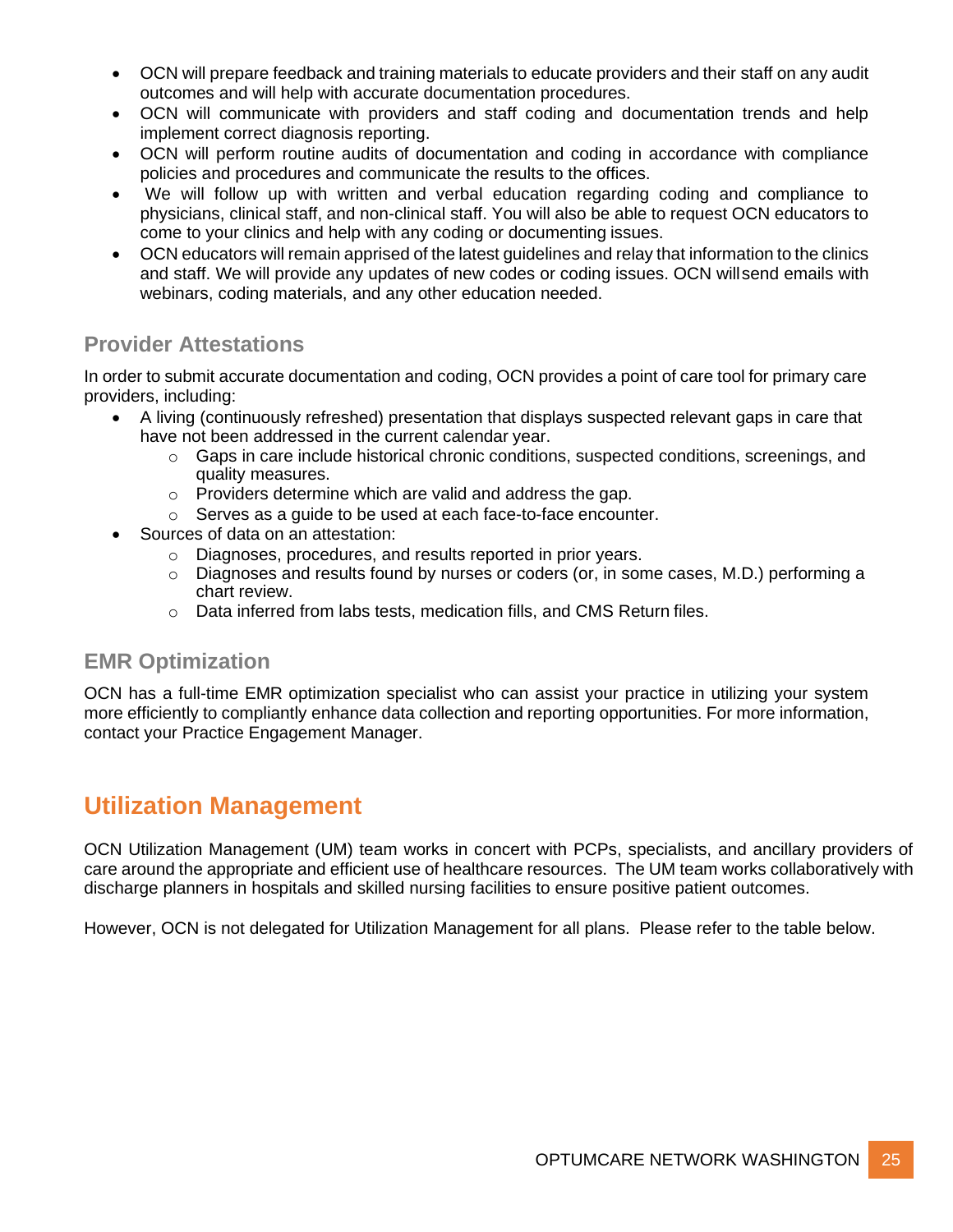- OCN will prepare feedback and training materials to educate providers and their staff on any audit outcomes and will help with accurate documentation procedures.
- OCN will communicate with providers and staff coding and documentation trends and help implement correct diagnosis reporting.
- OCN will perform routine audits of documentation and coding in accordance with compliance policies and procedures and communicate the results to the offices.
- We will follow up with written and verbal education regarding coding and compliance to physicians, clinical staff, and non-clinical staff. You will also be able to request OCN educators to come to your clinics and help with any coding or documenting issues.
- OCN educators will remain apprised of the latest guidelines and relay that information to the clinics and staff. We will provide any updates of new codes or coding issues. OCN will send emails with webinars, coding materials, and any other education needed.

### Provider Attestations

In order to submit accurate documentation and coding, OCN provides a point of care tool for primary care providers, including:

- A living (continuously refreshed) presentation that displays suspected relevant gaps in care that have not been addressed in the current calendar year.
    - Gaps in care include historical chronic conditions, suspected conditions, screenings, and quality measures.
    - Providers determine which are valid and address the gap.
    - Serves as a guide to be used at each face-to-face encounter.
- Sources of data on an attestation:
    - Diagnoses, procedures, and results reported in prior years.
    - Diagnoses and results found by nurses or coders (or, in some cases, M.D.) performing a chart review.
    - Data inferred from labs tests, medication fills, and CMS Return files.

### EMR Optimization

OCN has a full-time EMR optimization specialist who can assist your practice in utilizing your system more efficiently to compliantly enhance data collection and reporting opportunities. For more information, contact your Practice Engagement Manager.

## Utilization Management

OCN Utilization Management (UM) team works in concert with PCPs, specialists, and ancillary providers of care around the appropriate and efficient use of healthcare resources. The UM team works collaboratively with discharge planners in hospitals and skilled nursing facilities to ensure positive patient outcomes.

However, OCN is not delegated for Utilization Management for all plans. Please refer to the table below.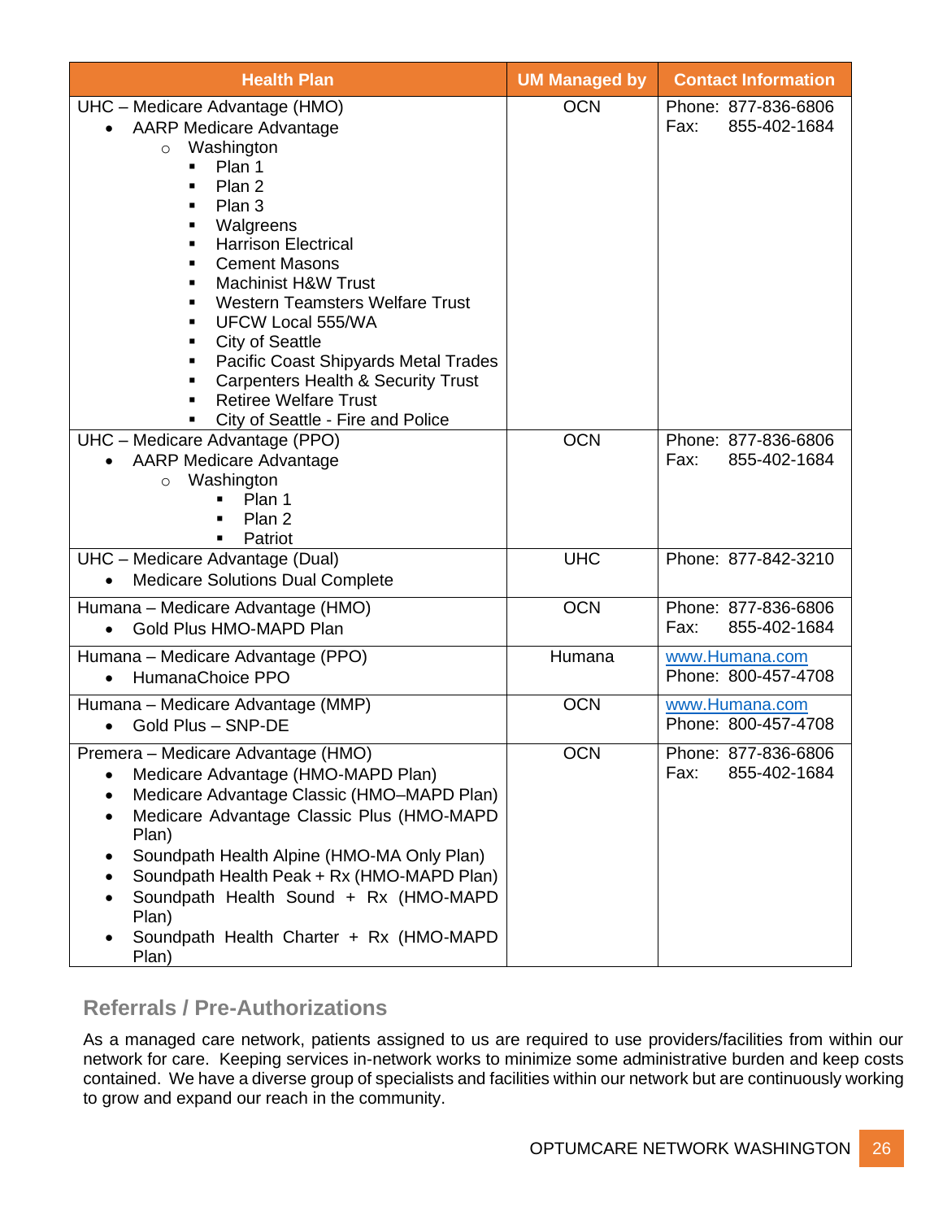| Health Plan | UM Managed by | Contact Information |
|---|---|---|
| UHC – Medicare Advantage (HMO)<br>• AARP Medicare Advantage<br>  ○ Washington<br>    ▪ Plan 1<br>    ▪ Plan 2<br>    ▪ Plan 3<br>    ▪ Walgreens<br>    ▪ Harrison Electrical<br>    ▪ Cement Masons<br>    ▪ Machinist H&W Trust<br>    ▪ Western Teamsters Welfare Trust<br>    ▪ UFCW Local 555/WA<br>    ▪ City of Seattle<br>    ▪ Pacific Coast Shipyards Metal Trades<br>    ▪ Carpenters Health & Security Trust<br>    ▪ Retiree Welfare Trust<br>    ▪ City of Seattle - Fire and Police | OCN | Phone: 877-836-6806<br>Fax: 855-402-1684 |
| UHC – Medicare Advantage (PPO)<br>• AARP Medicare Advantage<br>  ○ Washington<br>    ▪ Plan 1<br>    ▪ Plan 2<br>    ▪ Patriot | OCN | Phone: 877-836-6806<br>Fax: 855-402-1684 |
| UHC – Medicare Advantage (Dual)<br>• Medicare Solutions Dual Complete | UHC | Phone: 877-842-3210 |
| Humana – Medicare Advantage (HMO)<br>• Gold Plus HMO-MAPD Plan | OCN | Phone: 877-836-6806<br>Fax: 855-402-1684 |
| Humana – Medicare Advantage (PPO)<br>• HumanaChoice PPO | Humana | www.Humana.com<br>Phone: 800-457-4708 |
| Humana – Medicare Advantage (MMP)<br>• Gold Plus – SNP-DE | OCN | www.Humana.com<br>Phone: 800-457-4708 |
| Premera – Medicare Advantage (HMO)<br>• Medicare Advantage (HMO-MAPD Plan)<br>• Medicare Advantage Classic (HMO–MAPD Plan)<br>• Medicare Advantage Classic Plus (HMO-MAPD Plan)<br>• Soundpath Health Alpine (HMO-MA Only Plan)<br>• Soundpath Health Peak + Rx (HMO-MAPD Plan)<br>• Soundpath Health Sound + Rx (HMO-MAPD Plan)<br>• Soundpath Health Charter + Rx (HMO-MAPD Plan) | OCN | Phone: 877-836-6806<br>Fax: 855-402-1684 |

## Referrals / Pre-Authorizations

As a managed care network, patients assigned to us are required to use providers/facilities from within our network for care. Keeping services in-network works to minimize some administrative burden and keep costs contained. We have a diverse group of specialists and facilities within our network but are continuously working to grow and expand our reach in the community.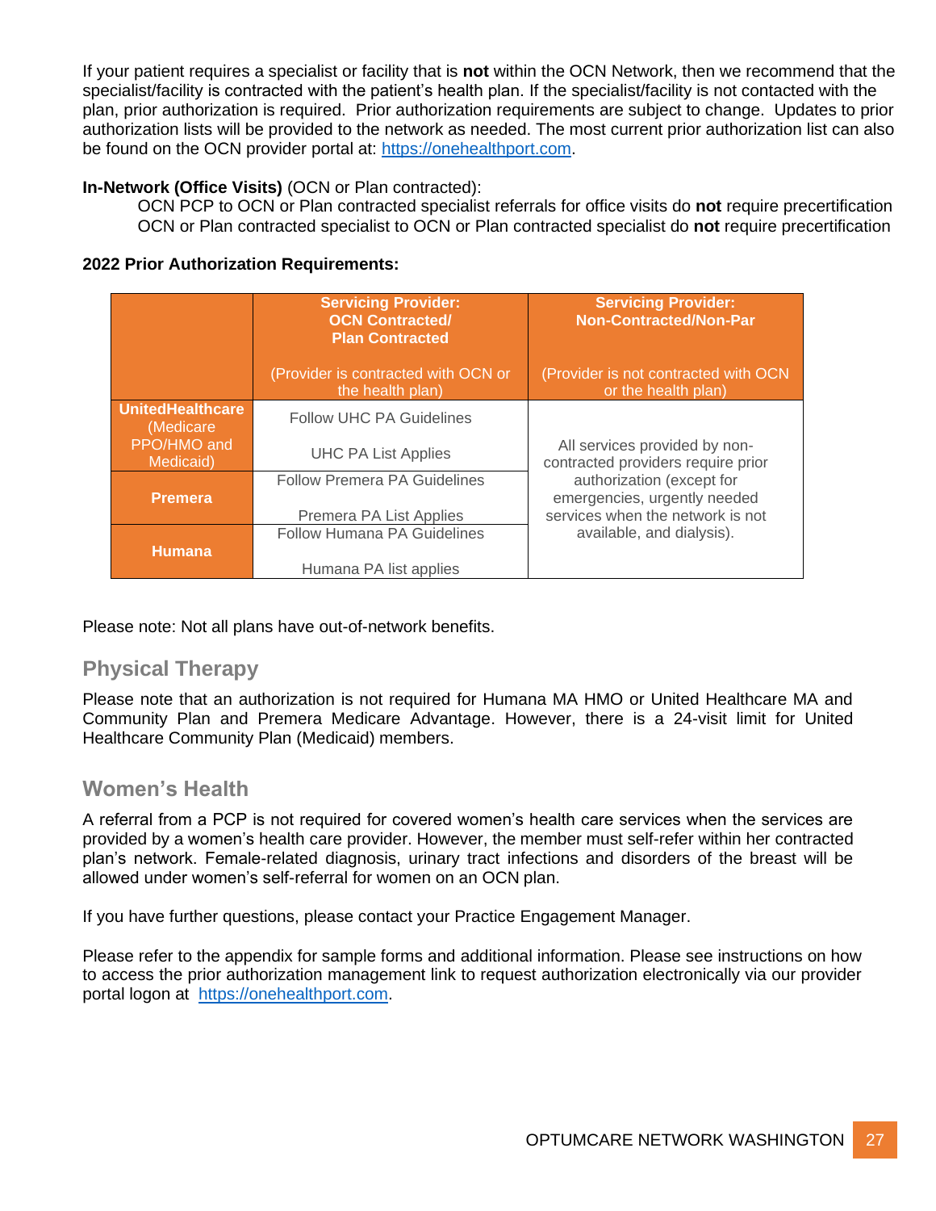If your patient requires a specialist or facility that is **not** within the OCN Network, then we recommend that the specialist/facility is contracted with the patient's health plan. If the specialist/facility is not contacted with the plan, prior authorization is required. Prior authorization requirements are subject to change. Updates to prior authorization lists will be provided to the network as needed. The most current prior authorization list can also be found on the OCN provider portal at: https://onehealthport.com.

**In-Network (Office Visits)** (OCN or Plan contracted):

OCN PCP to OCN or Plan contracted specialist referrals for office visits do **not** require precertification
OCN or Plan contracted specialist to OCN or Plan contracted specialist do **not** require precertification

**2022 Prior Authorization Requirements:**

| | **Servicing Provider: OCN Contracted/ Plan Contracted** (Provider is contracted with OCN or the health plan) | **Servicing Provider: Non-Contracted/Non-Par** (Provider is not contracted with OCN or the health plan) |
|---|---|---|
| **UnitedHealthcare** (Medicare PPO/HMO and Medicaid) | Follow UHC PA Guidelines<br>UHC PA List Applies | All services provided by non-contracted providers require prior authorization (except for emergencies, urgently needed services when the network is not available, and dialysis). |
| **Premera** | Follow Premera PA Guidelines<br>Premera PA List Applies | |
| **Humana** | Follow Humana PA Guidelines<br>Humana PA list applies | |

Please note: Not all plans have out-of-network benefits.

## Physical Therapy

Please note that an authorization is not required for Humana MA HMO or United Healthcare MA and Community Plan and Premera Medicare Advantage. However, there is a 24-visit limit for United Healthcare Community Plan (Medicaid) members.

## Women's Health

A referral from a PCP is not required for covered women's health care services when the services are provided by a women's health care provider. However, the member must self-refer within her contracted plan's network. Female-related diagnosis, urinary tract infections and disorders of the breast will be allowed under women's self-referral for women on an OCN plan.

If you have further questions, please contact your Practice Engagement Manager.

Please refer to the appendix for sample forms and additional information. Please see instructions on how to access the prior authorization management link to request authorization electronically via our provider portal logon at https://onehealthport.com.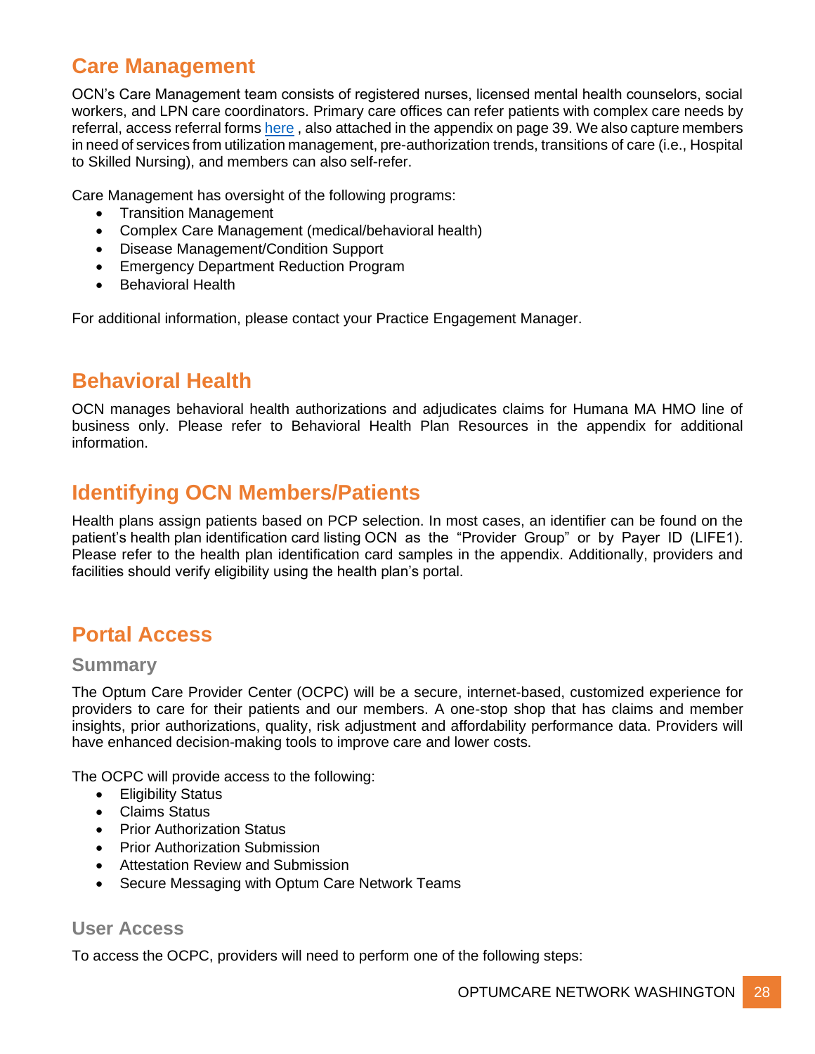## Care Management

OCN's Care Management team consists of registered nurses, licensed mental health counselors, social workers, and LPN care coordinators. Primary care offices can refer patients with complex care needs by referral, access referral forms [here](#) , also attached in the appendix on page 39. We also capture members in need of services from utilization management, pre-authorization trends, transitions of care (i.e., Hospital to Skilled Nursing), and members can also self-refer.

Care Management has oversight of the following programs:

- Transition Management
- Complex Care Management (medical/behavioral health)
- Disease Management/Condition Support
- Emergency Department Reduction Program
- Behavioral Health

For additional information, please contact your Practice Engagement Manager.

## Behavioral Health

OCN manages behavioral health authorizations and adjudicates claims for Humana MA HMO line of business only. Please refer to Behavioral Health Plan Resources in the appendix for additional information.

## Identifying OCN Members/Patients

Health plans assign patients based on PCP selection. In most cases, an identifier can be found on the patient's health plan identification card listing OCN as the "Provider Group" or by Payer ID (LIFE1). Please refer to the health plan identification card samples in the appendix. Additionally, providers and facilities should verify eligibility using the health plan's portal.

## Portal Access

### Summary

The Optum Care Provider Center (OCPC) will be a secure, internet-based, customized experience for providers to care for their patients and our members. A one-stop shop that has claims and member insights, prior authorizations, quality, risk adjustment and affordability performance data. Providers will have enhanced decision-making tools to improve care and lower costs.

The OCPC will provide access to the following:

- Eligibility Status
- Claims Status
- Prior Authorization Status
- Prior Authorization Submission
- Attestation Review and Submission
- Secure Messaging with Optum Care Network Teams

### User Access

To access the OCPC, providers will need to perform one of the following steps: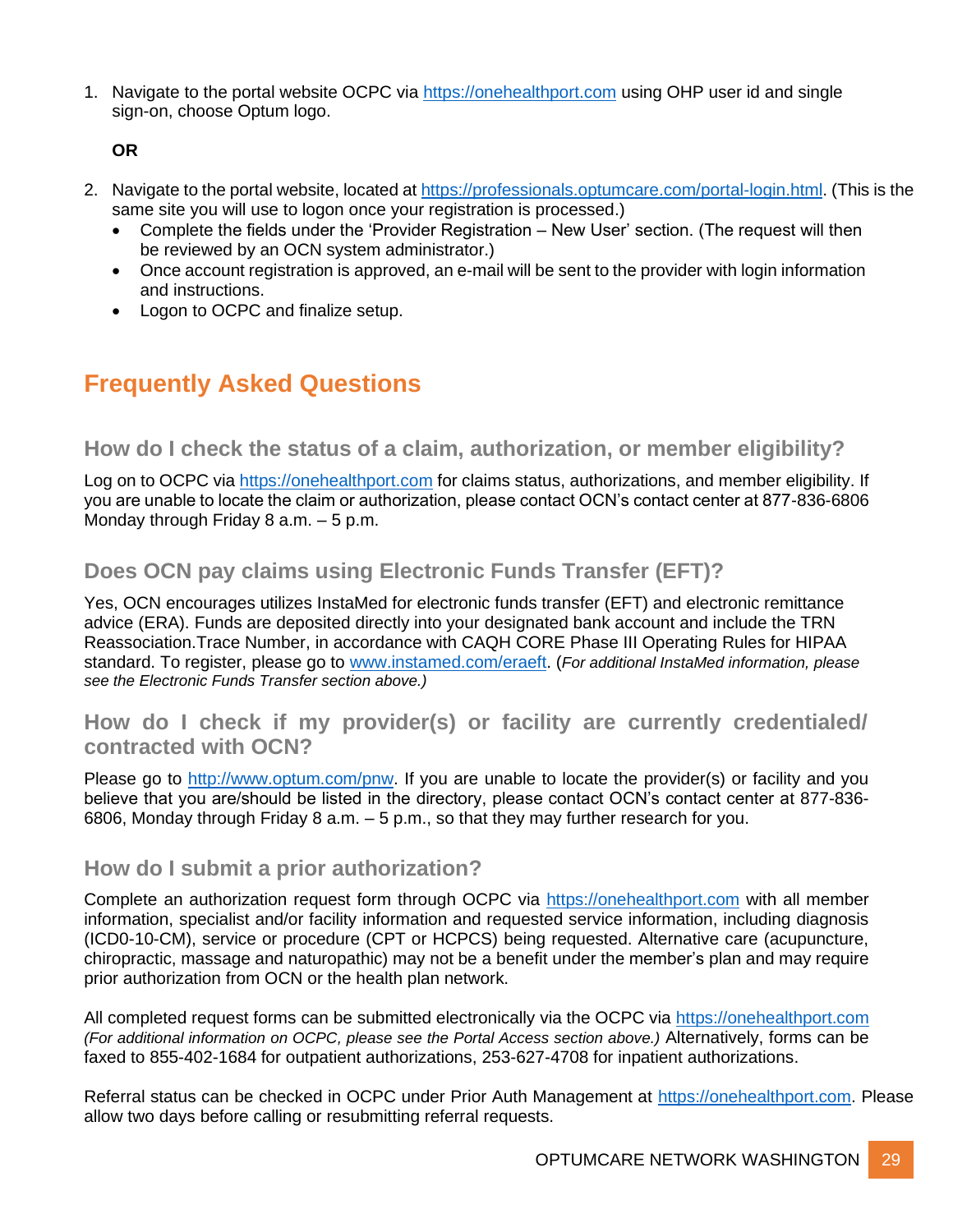1. Navigate to the portal website OCPC via https://onehealthport.com using OHP user id and single sign-on, choose Optum logo.

   **OR**

2. Navigate to the portal website, located at https://professionals.optumcare.com/portal-login.html. (This is the same site you will use to logon once your registration is processed.)
   - Complete the fields under the 'Provider Registration – New User' section. (The request will then be reviewed by an OCN system administrator.)
   - Once account registration is approved, an e-mail will be sent to the provider with login information and instructions.
   - Logon to OCPC and finalize setup.

# Frequently Asked Questions

## How do I check the status of a claim, authorization, or member eligibility?

Log on to OCPC via https://onehealthport.com for claims status, authorizations, and member eligibility. If you are unable to locate the claim or authorization, please contact OCN's contact center at 877-836-6806 Monday through Friday 8 a.m. – 5 p.m.

## Does OCN pay claims using Electronic Funds Transfer (EFT)?

Yes, OCN encourages utilizes InstaMed for electronic funds transfer (EFT) and electronic remittance advice (ERA). Funds are deposited directly into your designated bank account and include the TRN Reassociation.Trace Number, in accordance with CAQH CORE Phase III Operating Rules for HIPAA standard. To register, please go to www.instamed.com/eraeft. (*For additional InstaMed information, please see the Electronic Funds Transfer section above.)*

## How do I check if my provider(s) or facility are currently credentialed/ contracted with OCN?

Please go to http://www.optum.com/pnw. If you are unable to locate the provider(s) or facility and you believe that you are/should be listed in the directory, please contact OCN's contact center at 877-836-6806, Monday through Friday 8 a.m. – 5 p.m., so that they may further research for you.

## How do I submit a prior authorization?

Complete an authorization request form through OCPC via https://onehealthport.com with all member information, specialist and/or facility information and requested service information, including diagnosis (ICD0-10-CM), service or procedure (CPT or HCPCS) being requested. Alternative care (acupuncture, chiropractic, massage and naturopathic) may not be a benefit under the member's plan and may require prior authorization from OCN or the health plan network.

All completed request forms can be submitted electronically via the OCPC via https://onehealthport.com *(For additional information on OCPC, please see the Portal Access section above.)* Alternatively, forms can be faxed to 855-402-1684 for outpatient authorizations, 253-627-4708 for inpatient authorizations.

Referral status can be checked in OCPC under Prior Auth Management at https://onehealthport.com. Please allow two days before calling or resubmitting referral requests.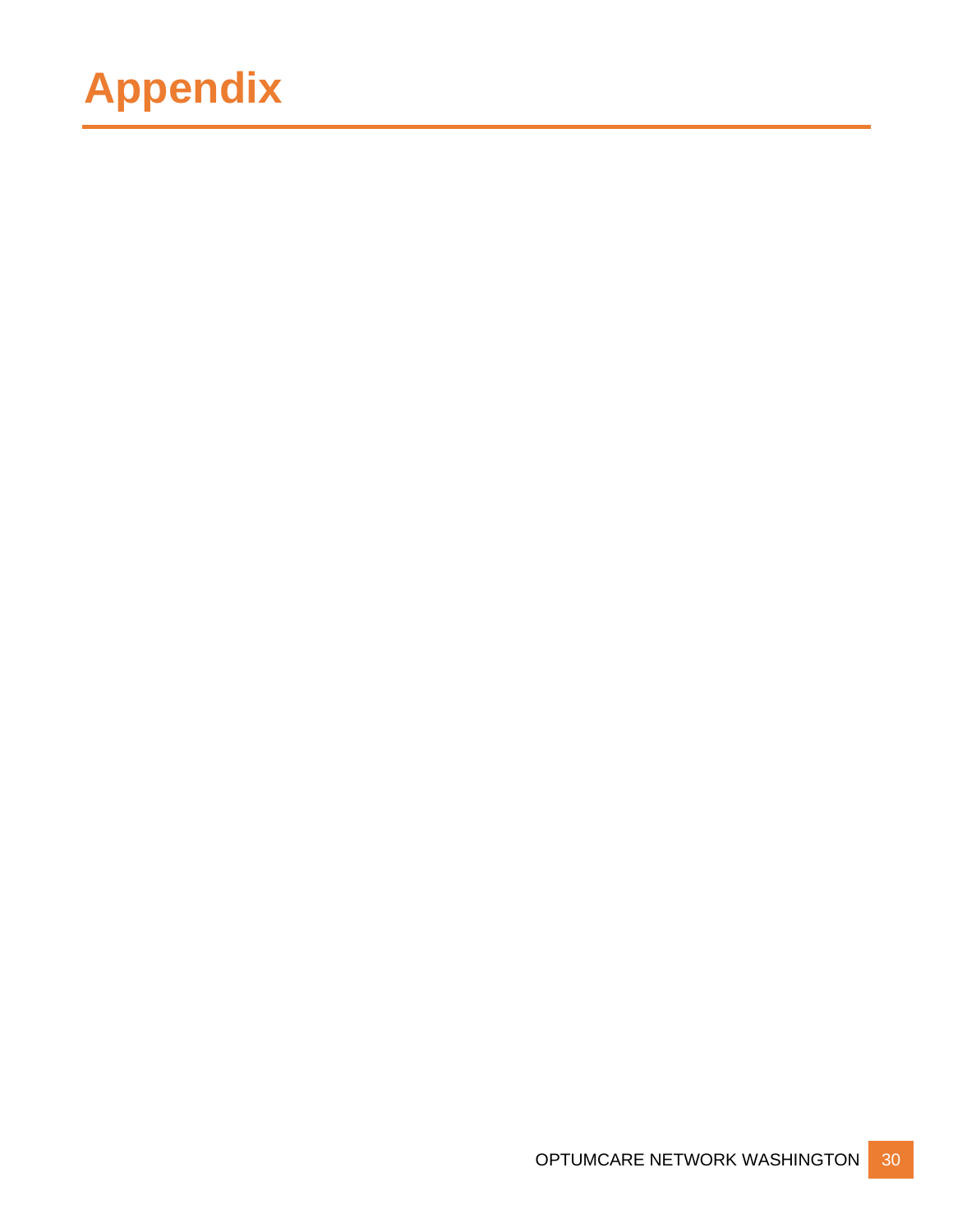# Appendix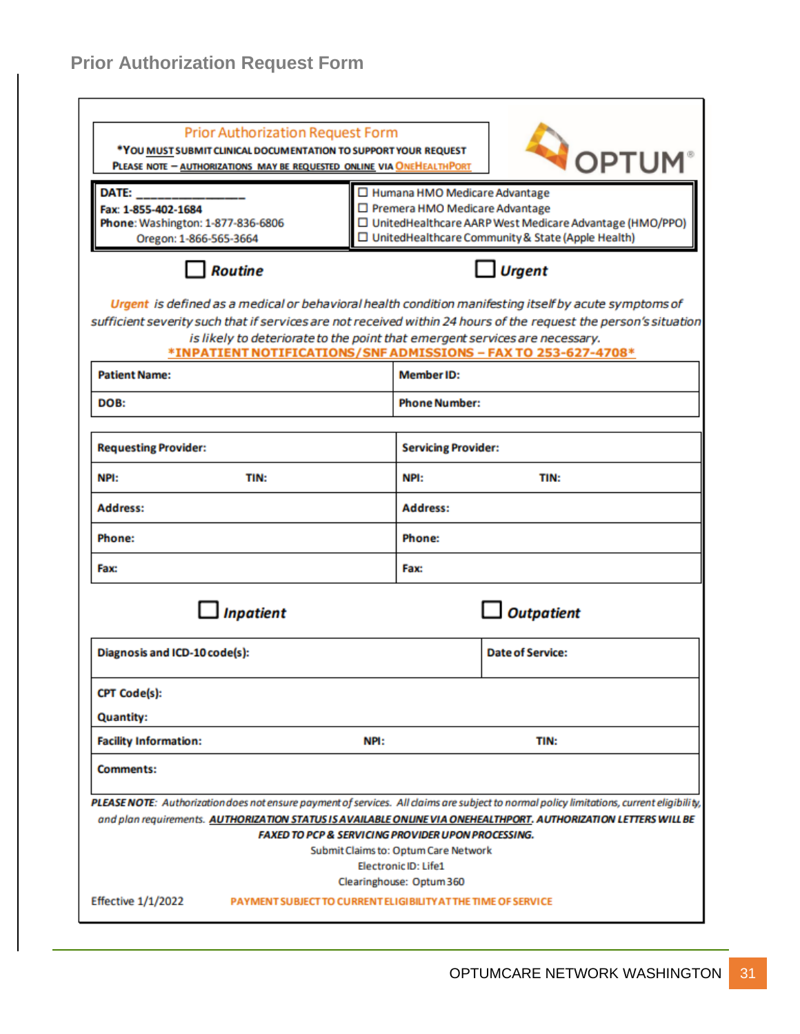## Prior Authorization Request Form

**Prior Authorization Request Form**

***YOU MUST SUBMIT CLINICAL DOCUMENTATION TO SUPPORT YOUR REQUEST**

**PLEASE NOTE – AUTHORIZATIONS MAY BE REQUESTED ONLINE VIA ONEHEALTHPORT**

OPTUM®

| | |
|---|---|
| **DATE:** ________________<br>**Fax: 1-855-402-1684**<br>**Phone**: Washington: 1-877-836-6806<br>Oregon: 1-866-565-3664 | ☐ Humana HMO Medicare Advantage<br>☐ Premera HMO Medicare Advantage<br>☐ UnitedHealthcare AARP West Medicare Advantage (HMO/PPO)<br>☐ UnitedHealthcare Community & State (Apple Health) |

☐ ***Routine*** ☐ ***Urgent***

*Urgent is defined as a medical or behavioral health condition manifesting itself by acute symptoms of sufficient severity such that if services are not received within 24 hours of the request the person's situation is likely to deteriorate to the point that emergent services are necessary.*

**\*INPATIENT NOTIFICATIONS/SNF ADMISSIONS – FAX TO 253-627-4708\***

| | |
|---|---|
| **Patient Name:** | **Member ID:** |
| **DOB:** | **Phone Number:** |

| | |
|---|---|
| **Requesting Provider:** | **Servicing Provider:** |
| **NPI:** **TIN:** | **NPI:** **TIN:** |
| **Address:** | **Address:** |
| **Phone:** | **Phone:** |
| **Fax:** | **Fax:** |

☐ ***Inpatient*** ☐ ***Outpatient***

| | | |
|---|---|---|
| **Diagnosis and ICD-10 code(s):** | | **Date of Service:** |
| **CPT Code(s):**<br>**Quantity:** | | |
| **Facility Information:** | **NPI:** | **TIN:** |
| **Comments:** | | |

***PLEASE NOTE**: Authorization does not ensure payment of services. All claims are subject to normal policy limitations, current eligibility, and plan requirements.* ***AUTHORIZATION STATUS IS AVAILABLE ONLINE VIA ONEHEALTHPORT. AUTHORIZATION LETTERS WILL BE FAXED TO PCP & SERVICING PROVIDER UPON PROCESSING.***

Submit Claims to: Optum Care Network
Electronic ID: Life1
Clearinghouse: Optum 360

Effective 1/1/2022 **PAYMENT SUBJECT TO CURRENT ELIGIBILITY AT THE TIME OF SERVICE**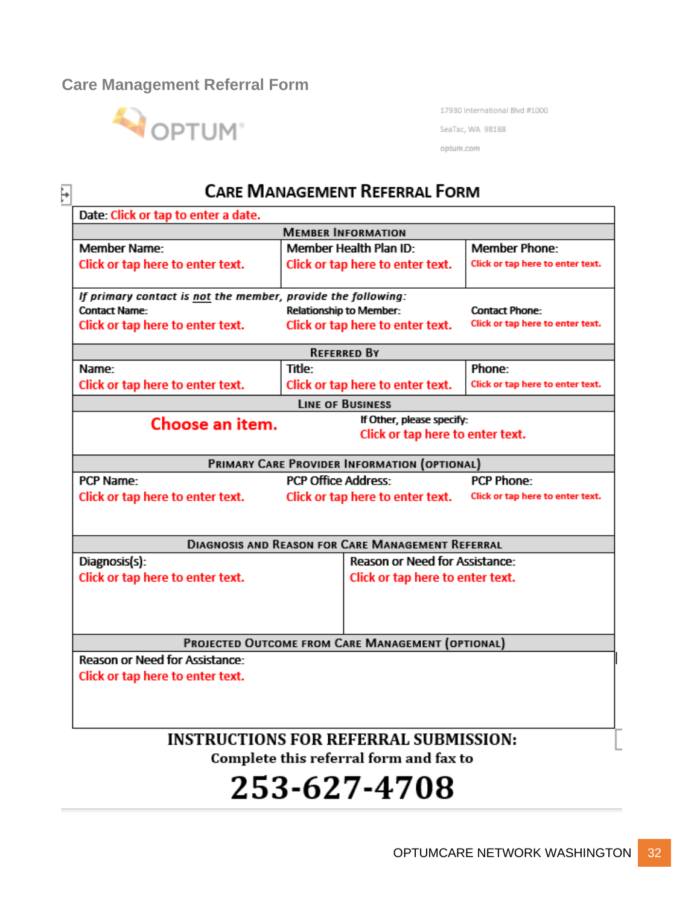## Care Management Referral Form

OPTUM

17930 International Blvd #1000

SeaTac, WA 98188

optum.com

### Care Management Referral Form

| Date: Click or tap to enter a date. | | |
|---|---|---|
| **Member Information** | | |
| Member Name: Click or tap here to enter text. | Member Health Plan ID: Click or tap here to enter text. | Member Phone: Click or tap here to enter text. |
| *If primary contact is not the member, provide the following:* Contact Name: Click or tap here to enter text. | Relationship to Member: Click or tap here to enter text. | Contact Phone: Click or tap here to enter text. |
| **Referred By** | | |
| Name: Click or tap here to enter text. | Title: Click or tap here to enter text. | Phone: Click or tap here to enter text. |
| **Line of Business** | | |
| Choose an item. | If Other, please specify: Click or tap here to enter text. | |
| **Primary Care Provider Information (Optional)** | | |
| PCP Name: Click or tap here to enter text. | PCP Office Address: Click or tap here to enter text. | PCP Phone: Click or tap here to enter text. |
| **Diagnosis and Reason for Care Management Referral** | | |
| Diagnosis(s): Click or tap here to enter text. | Reason or Need for Assistance: Click or tap here to enter text. | |
| **Projected Outcome from Care Management (Optional)** | | |
| Reason or Need for Assistance: Click or tap here to enter text. | | |

**INSTRUCTIONS FOR REFERRAL SUBMISSION:**

**Complete this referral form and fax to**

# 253-627-4708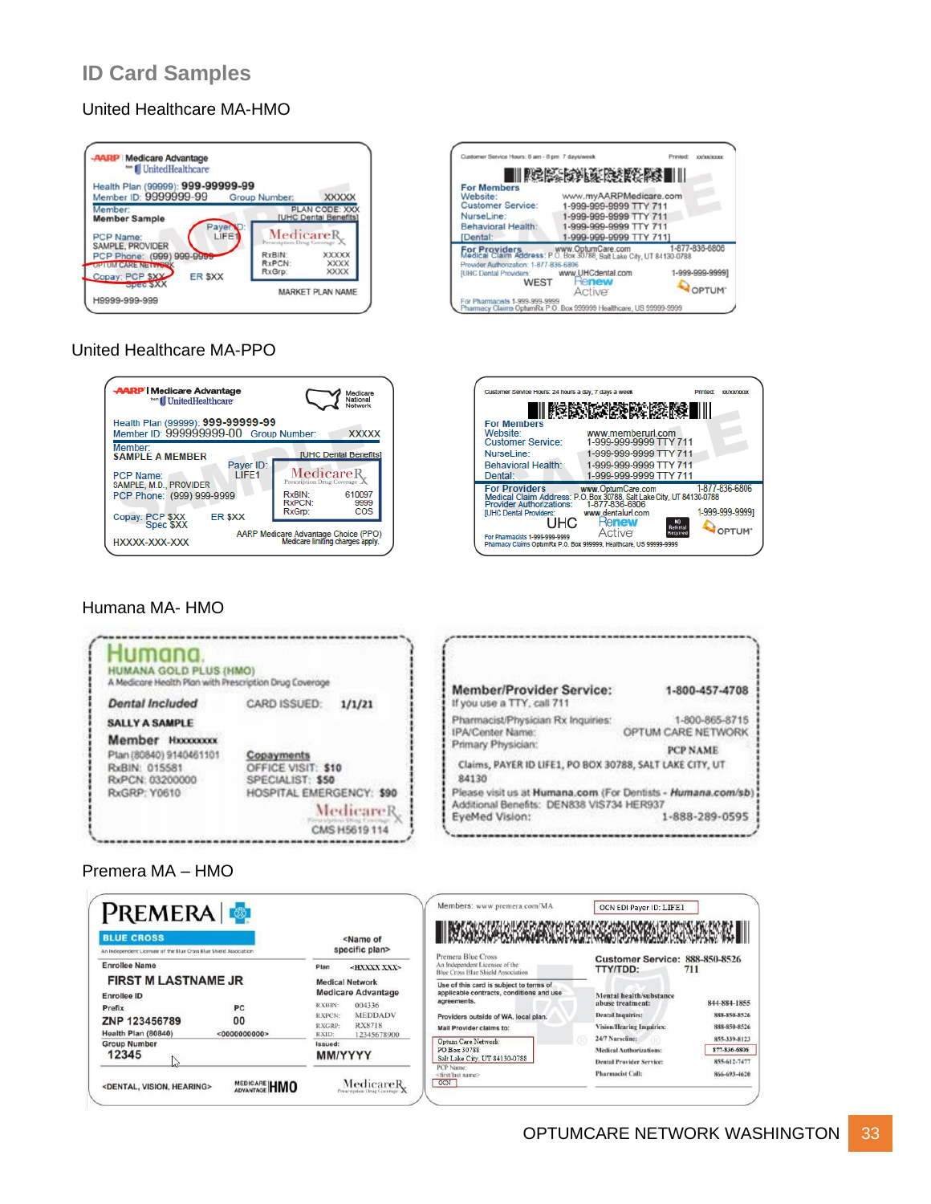## ID Card Samples

### United Healthcare MA-HMO

AARP Medicare Advantage
UnitedHealthcare

Health Plan (99999): 999-99999-99
Member ID: 9999999-99 Group Number: XXXXX
Member:
Member Sample
PLAN CODE: XXX
[UHC Dental Benefits]
PCP Name:
SAMPLE, PROVIDER
PCP Phone: (999) 999-9999
OPTUM CARE NETWORK
Payer ID:
LIFE1
MedicareRx
Prescription Drug Coverage
Copay: PCP $XX
Spec $XX
ER $XX
RxBIN: XXXXX
RxPCN: XXXX
RxGrp: XXXX
MARKET PLAN NAME
H9999-999-999

Customer Service Hours: 8 am - 8 pm 7 days/week Printed: xx/xx/xxxx

For Members
Website: www.myAARPMedicare.com
Customer Service: 1-999-999-9999 TTY 711
NurseLine: 1-999-999-9999 TTY 711
Behavioral Health: 1-999-999-9999 TTY 711
[Dental: 1-999-999-9999 TTY 711]
For Providers www.OptumCare.com 1-877-836-6806
Medical Claim Address: P.O. Box 30788, Salt Lake City, UT 84130-0788
Provider Authorization: 1-877-836-6806
[UHC Dental Providers: www.UHCdental.com 1-999-999-9999]
WEST Renew Active OPTUM
For Pharmacists 1-999-999-9999
Pharmacy Claims OptumRx P.O. Box 999999 Healthcare, US 99999-9999

### United Healthcare MA-PPO

AARP Medicare Advantage
UnitedHealthcare
Medicare National Network

Health Plan (99999): 999-99999-99
Member ID: 999999999-00 Group Number: XXXXX
Member:
SAMPLE A MEMBER
[UHC Dental Benefits]
Payer ID:
LIFE1
PCP Name:
SAMPLE, M.D., PROVIDER
PCP Phone: (999) 999-9999
MedicareRx
Prescription Drug Coverage
RxBIN: 610097
RxPCN: 9999
RxGrp: COS
Copay: PCP $XX
Spec $XX
ER $XX
AARP Medicare Advantage Choice (PPO)
Medicare limiting charges apply.
HXXXX-XXX-XXX

Customer Service Hours: 24 hours a day, 7 days a week Printed: xx/xx/xxxx

For Members
Website: www.memberurl.com
Customer Service: 1-999-999-9999 TTY 711
NurseLine: 1-999-999-9999 TTY 711
Behavioral Health: 1-999-999-9999 TTY 711
Dental: 1-999-999-9999 TTY 711
For Providers www.OptumCare.com 1-877-836-6806
Medical Claim Address: P.O. Box 30788, Salt Lake City, UT 84130-0788
Provider Authorizations: 1-877-836-6806
[UHC Dental Providers: www.dentalurl.com 1-999-999-9999]
UHC Renew Active NO Referral Required OPTUM
For Pharmacists 1-999-999-9999
Pharmacy Claims OptumRx P.O. Box 999999, Healthcare, US 99999-9999

### Humana MA- HMO

Humana.
HUMANA GOLD PLUS (HMO)
A Medicare Health Plan with Prescription Drug Coverage

Dental Included CARD ISSUED: 1/1/21

SALLY A SAMPLE
Member Hxxxxxxxx
Plan (80840) 9140461101
RxBIN: 015581
RxPCN: 03200000
RxGRP: Y0610

Copayments
OFFICE VISIT: $10
SPECIALIST: $50
HOSPITAL EMERGENCY: $90
MedicareRx
CMS H5619 114

Member/Provider Service: 1-800-457-4708
If you use a TTY, call 711
Pharmacist/Physician Rx Inquiries: 1-800-865-8715
IPA/Center Name: OPTUM CARE NETWORK
Primary Physician: PCP NAME
Claims, PAYER ID LIFE1, PO BOX 30788, SALT LAKE CITY, UT 84130
Please visit us at Humana.com (For Dentists - Humana.com/sb)
Additional Benefits: DEN838 VIS734 HER937
EyeMed Vision: 1-888-289-0595

### Premera MA – HMO

PREMERA
BLUE CROSS
An Independent Licensee of the Blue Cross Blue Shield Association

Enrollee Name
FIRST M LASTNAME JR
Enrollee ID
Prefix PC
ZNP 123456789 00
Health Plan (80840) <0000000000>
Group Number
12345

<Name of specific plan>
Plan <HXXXX XXX>
Medical Network
Medicare Advantage
RXBIN: 004336
RXPCN: MEDDADV
RXGRP: RX8718
RXID: 12345678900
Issued:
MM/YYYY

<DENTAL, VISION, HEARING> MEDICARE ADVANTAGE HMO MedicareRx

Members: www.premera.com/MA
OCN EDI Payer ID: LIFE1

Premera Blue Cross
An Independent Licensee of the Blue Cross Blue Shield Association
Use of this card is subject to terms of applicable contracts, conditions and use agreements.
Providers outside of WA, local plan.
Mail Provider claims to:
Optum Care Network
PO Box 30788
Salt Lake City, UT 84130-0788
PCP Name:
<first last name>
OCN

Customer Service: 888-850-8526
TTY/TDD: 711
Mental health/substance abuse treatment: 844-884-1855
Dental Inquiries: 888-850-8526
Vision/Hearing Inquiries: 888-850-8526
24/7 Nurseline: 855-339-8123
Medical Authorizations: 877-836-6806
Dental Provider Service: 855-612-7477
Pharmacist Call: 866-693-4620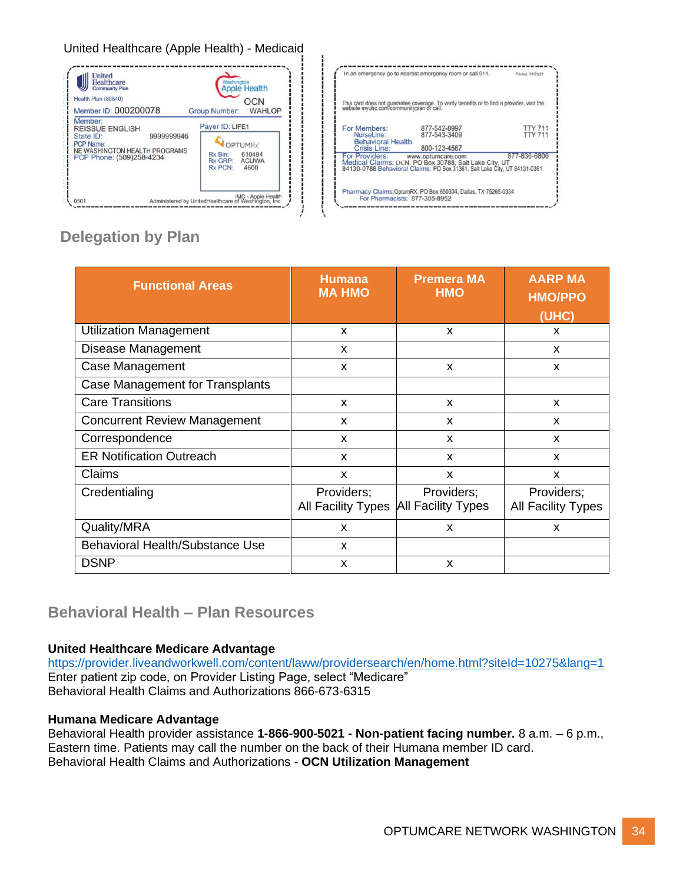United Healthcare (Apple Health) - Medicaid

United Healthcare Community Plan | Washington Apple Health

Health Plan (80840)

Member ID: 000200078 | Group Number: WAHLOP | OCN

Member: REISSUE ENGLISH
State ID: 9999999946
PCP Name: NE WASHINGTON HEALTH PROGRAMS
PCP Phone: (509)258-4234

Payer ID: LIFE1
OPTUMRx
Rx Bin: 610494
Rx GRP: ACUWA
Rx PCN: 4600

0501 Administered by UnitedHealthcare of Washington, Inc. IMC - Apple Health

In an emergency go to nearest emergency room or call 911. Printed: 01/29/21

This card does not guarantee coverage. To verify benefits or to find a provider, visit the website myuhc.com/communityplan or call.

For Members: 877-542-8997 TTY 711
NurseLine: 877-543-3409 TTY 711
Behavioral Health Crisis Line: 800-123-4567
For Providers: www.optumcare.com 877-836-6806
Medical Claims: OCN, PO Box 30788, Salt Lake City, UT 84130-0788 Behavioral Claims: PO Box 31361, Salt Lake City, UT 84131-0361

Pharmacy Claims: OptumRX, PO Box 650334, Dallas, TX 75265-0334
For Pharmacists: 877-305-8952

## Delegation by Plan

| Functional Areas | Humana MA HMO | Premera MA HMO | AARP MA HMO/PPO (UHC) |
|---|---|---|---|
| Utilization Management | x | x | x |
| Disease Management | x | | x |
| Case Management | x | x | x |
| Case Management for Transplants | | | |
| Care Transitions | x | x | x |
| Concurrent Review Management | x | x | x |
| Correspondence | x | x | x |
| ER Notification Outreach | x | x | x |
| Claims | x | x | x |
| Credentialing | Providers; All Facility Types | Providers; All Facility Types | Providers; All Facility Types |
| Quality/MRA | x | x | x |
| Behavioral Health/Substance Use | x | | |
| DSNP | x | x | |

## Behavioral Health – Plan Resources

**United Healthcare Medicare Advantage**
https://provider.liveandworkwell.com/content/laww/providersearch/en/home.html?siteId=10275&lang=1
Enter patient zip code, on Provider Listing Page, select "Medicare"
Behavioral Health Claims and Authorizations 866-673-6315

**Humana Medicare Advantage**
Behavioral Health provider assistance **1-866-900-5021 - Non-patient facing number.** 8 a.m. – 6 p.m., Eastern time. Patients may call the number on the back of their Humana member ID card.
Behavioral Health Claims and Authorizations - **OCN Utilization Management**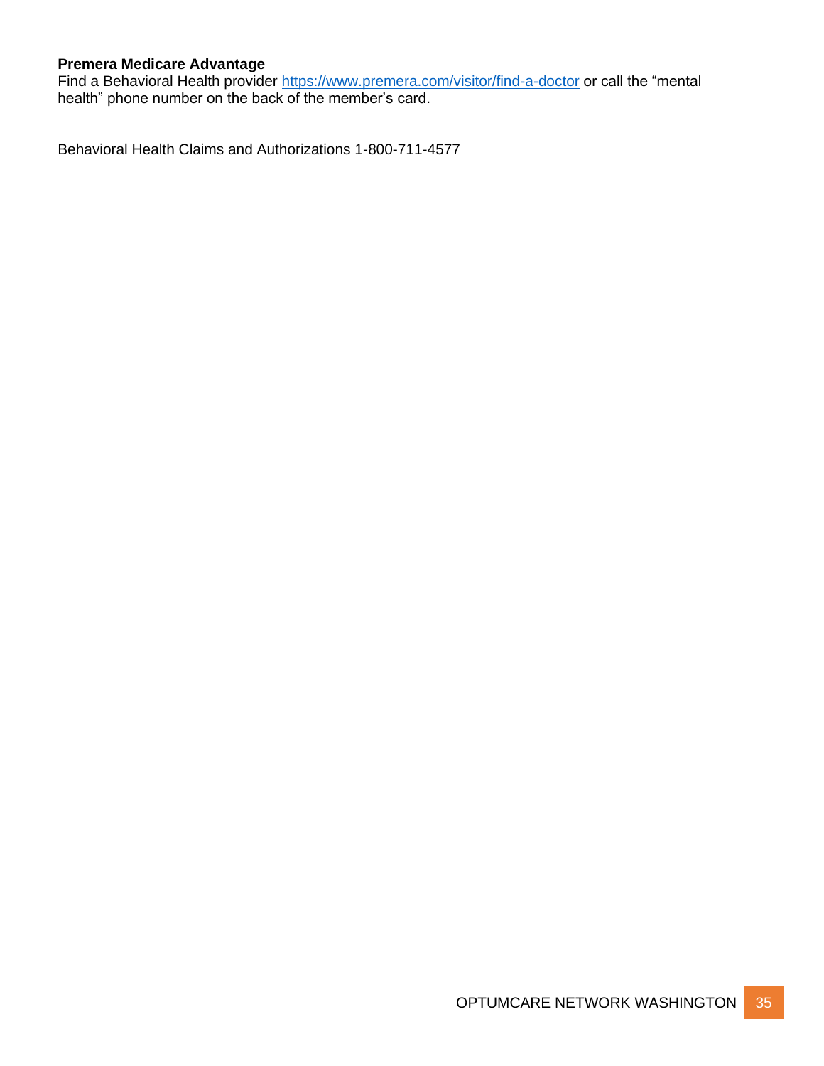**Premera Medicare Advantage**
Find a Behavioral Health provider https://www.premera.com/visitor/find-a-doctor or call the "mental health" phone number on the back of the member's card.

Behavioral Health Claims and Authorizations 1-800-711-4577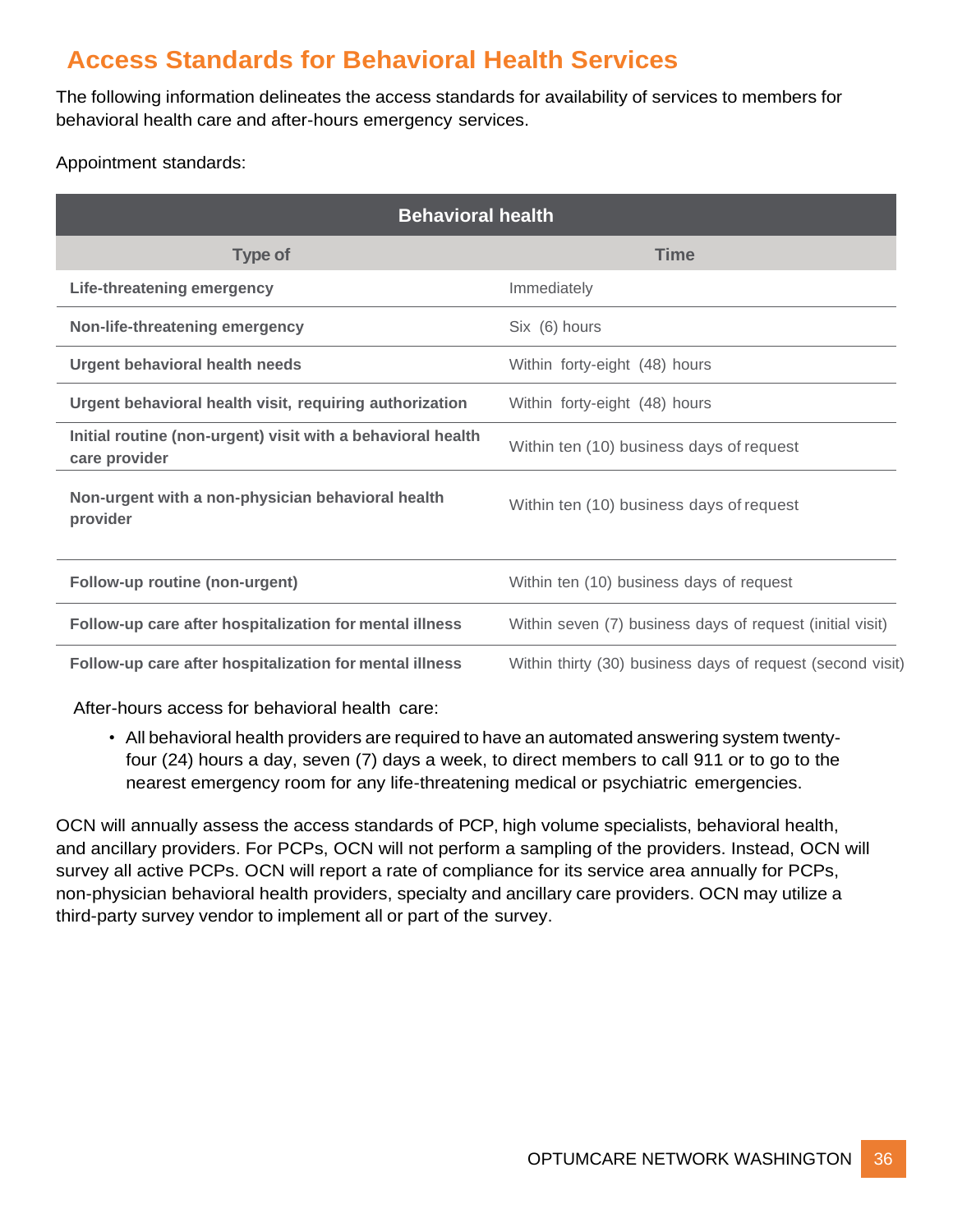## Access Standards for Behavioral Health Services

The following information delineates the access standards for availability of services to members for behavioral health care and after-hours emergency services.

Appointment standards:

| Behavioral health | |
|---|---|
| **Type of** | **Time** |
| **Life-threatening emergency** | Immediately |
| **Non-life-threatening emergency** | Six (6) hours |
| **Urgent behavioral health needs** | Within forty-eight (48) hours |
| **Urgent behavioral health visit, requiring authorization** | Within forty-eight (48) hours |
| **Initial routine (non-urgent) visit with a behavioral health care provider** | Within ten (10) business days of request |
| **Non-urgent with a non-physician behavioral health provider** | Within ten (10) business days of request |
| **Follow-up routine (non-urgent)** | Within ten (10) business days of request |
| **Follow-up care after hospitalization for mental illness** | Within seven (7) business days of request (initial visit) |
| **Follow-up care after hospitalization for mental illness** | Within thirty (30) business days of request (second visit) |

After-hours access for behavioral health care:

- All behavioral health providers are required to have an automated answering system twenty-four (24) hours a day, seven (7) days a week, to direct members to call 911 or to go to the nearest emergency room for any life-threatening medical or psychiatric emergencies.

OCN will annually assess the access standards of PCP, high volume specialists, behavioral health, and ancillary providers. For PCPs, OCN will not perform a sampling of the providers. Instead, OCN will survey all active PCPs. OCN will report a rate of compliance for its service area annually for PCPs, non-physician behavioral health providers, specialty and ancillary care providers. OCN may utilize a third-party survey vendor to implement all or part of the survey.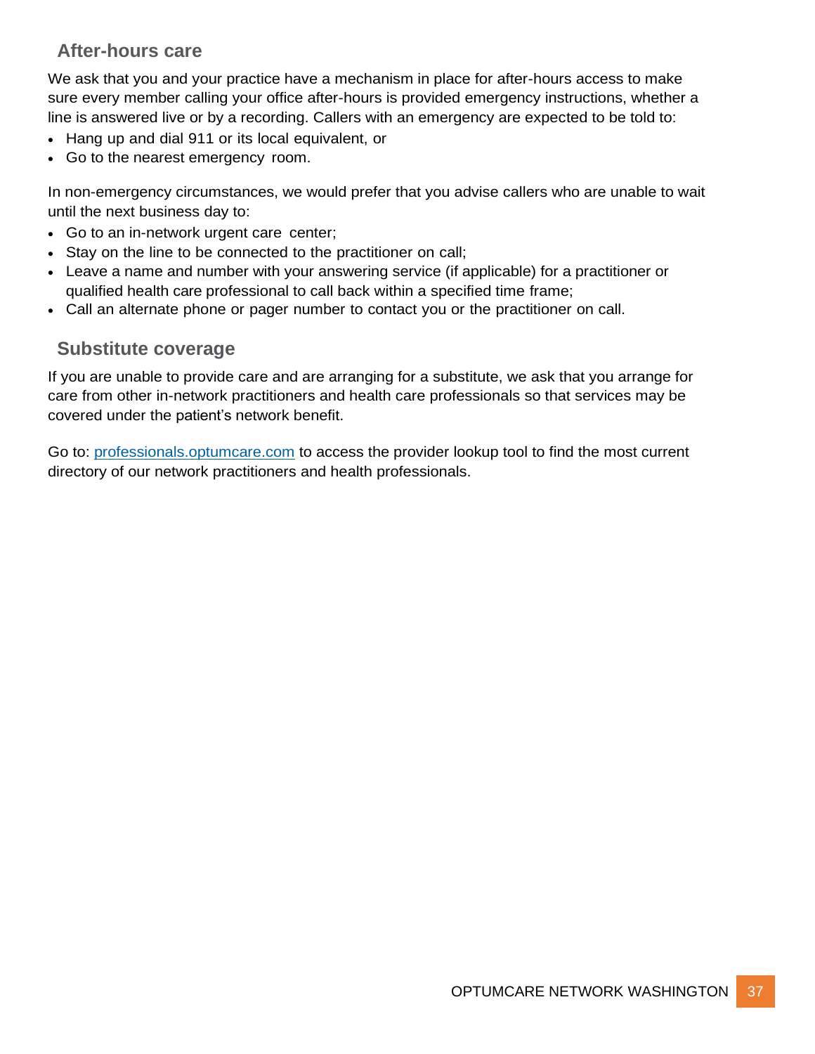## After-hours care

We ask that you and your practice have a mechanism in place for after-hours access to make sure every member calling your office after-hours is provided emergency instructions, whether a line is answered live or by a recording. Callers with an emergency are expected to be told to:

- Hang up and dial 911 or its local equivalent, or
- Go to the nearest emergency room.

In non-emergency circumstances, we would prefer that you advise callers who are unable to wait until the next business day to:

- Go to an in-network urgent care center;
- Stay on the line to be connected to the practitioner on call;
- Leave a name and number with your answering service (if applicable) for a practitioner or qualified health care professional to call back within a specified time frame;
- Call an alternate phone or pager number to contact you or the practitioner on call.

## Substitute coverage

If you are unable to provide care and are arranging for a substitute, we ask that you arrange for care from other in-network practitioners and health care professionals so that services may be covered under the patient's network benefit.

Go to: [professionals.optumcare.com](https://professionals.optumcare.com) to access the provider lookup tool to find the most current directory of our network practitioners and health professionals.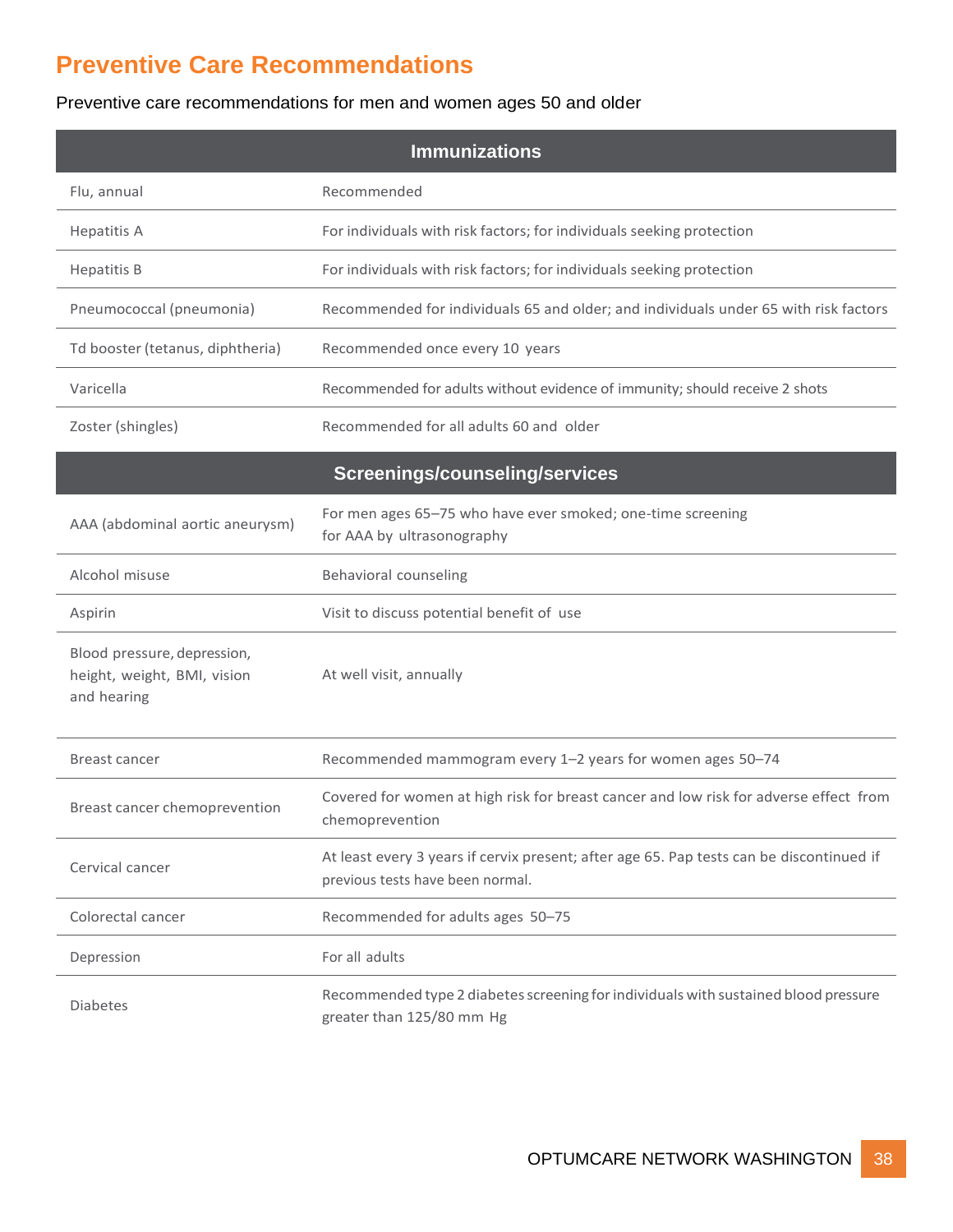# Preventive Care Recommendations

Preventive care recommendations for men and women ages 50 and older

| Immunizations | |
|---|---|
| Flu, annual | Recommended |
| Hepatitis A | For individuals with risk factors; for individuals seeking protection |
| Hepatitis B | For individuals with risk factors; for individuals seeking protection |
| Pneumococcal (pneumonia) | Recommended for individuals 65 and older; and individuals under 65 with risk factors |
| Td booster (tetanus, diphtheria) | Recommended once every 10 years |
| Varicella | Recommended for adults without evidence of immunity; should receive 2 shots |
| Zoster (shingles) | Recommended for all adults 60 and older |

| Screenings/counseling/services | |
|---|---|
| AAA (abdominal aortic aneurysm) | For men ages 65–75 who have ever smoked; one-time screening for AAA by ultrasonography |
| Alcohol misuse | Behavioral counseling |
| Aspirin | Visit to discuss potential benefit of use |
| Blood pressure, depression, height, weight, BMI, vision and hearing | At well visit, annually |
| Breast cancer | Recommended mammogram every 1–2 years for women ages 50–74 |
| Breast cancer chemoprevention | Covered for women at high risk for breast cancer and low risk for adverse effect from chemoprevention |
| Cervical cancer | At least every 3 years if cervix present; after age 65. Pap tests can be discontinued if previous tests have been normal. |
| Colorectal cancer | Recommended for adults ages 50–75 |
| Depression | For all adults |
| Diabetes | Recommended type 2 diabetes screening for individuals with sustained blood pressure greater than 125/80 mm Hg |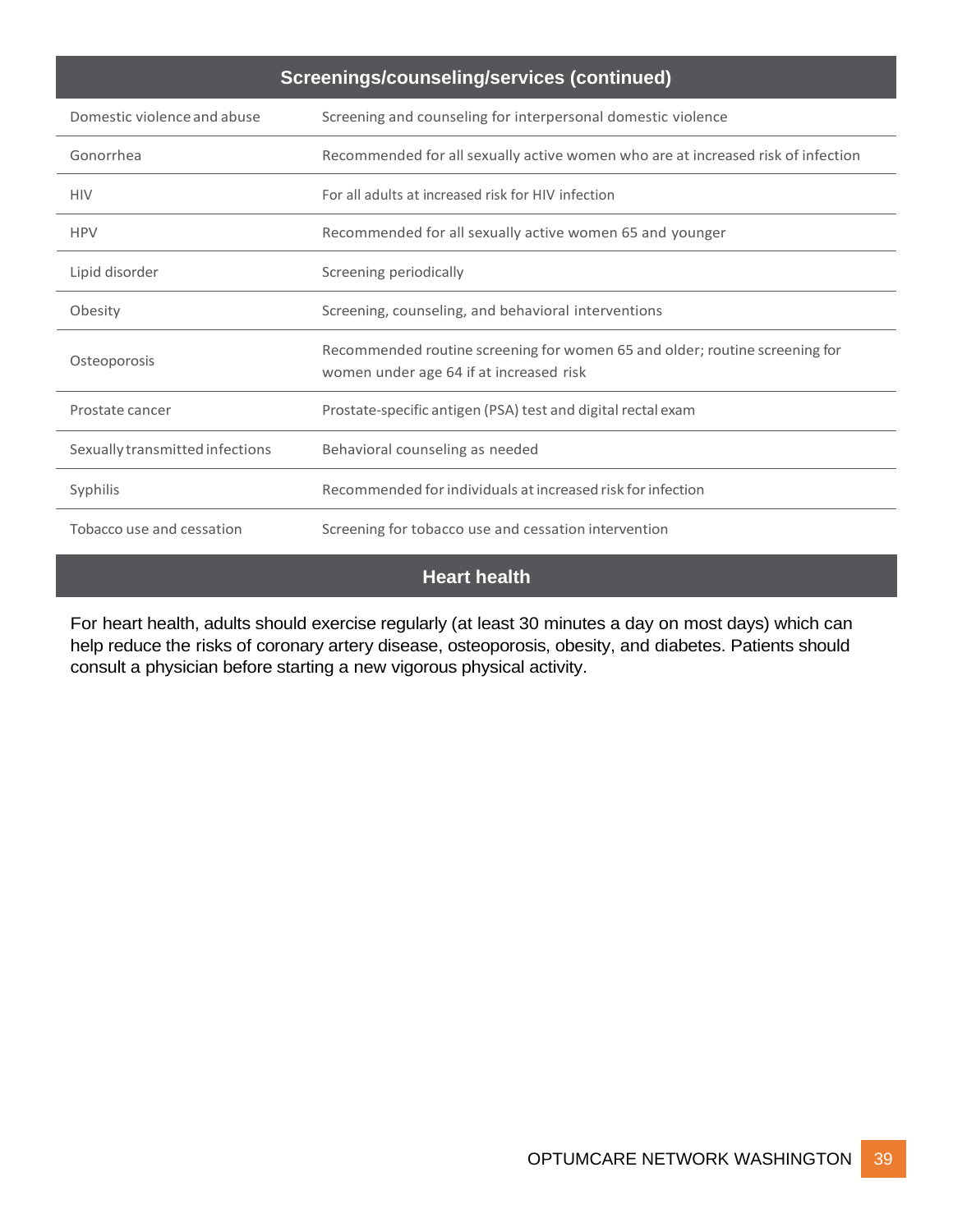| Screenings/counseling/services (continued) | |
|---|---|
| Domestic violence and abuse | Screening and counseling for interpersonal domestic violence |
| Gonorrhea | Recommended for all sexually active women who are at increased risk of infection |
| HIV | For all adults at increased risk for HIV infection |
| HPV | Recommended for all sexually active women 65 and younger |
| Lipid disorder | Screening periodically |
| Obesity | Screening, counseling, and behavioral interventions |
| Osteoporosis | Recommended routine screening for women 65 and older; routine screening for women under age 64 if at increased risk |
| Prostate cancer | Prostate-specific antigen (PSA) test and digital rectal exam |
| Sexually transmitted infections | Behavioral counseling as needed |
| Syphilis | Recommended for individuals at increased risk for infection |
| Tobacco use and cessation | Screening for tobacco use and cessation intervention |

## Heart health

For heart health, adults should exercise regularly (at least 30 minutes a day on most days) which can help reduce the risks of coronary artery disease, osteoporosis, obesity, and diabetes. Patients should consult a physician before starting a new vigorous physical activity.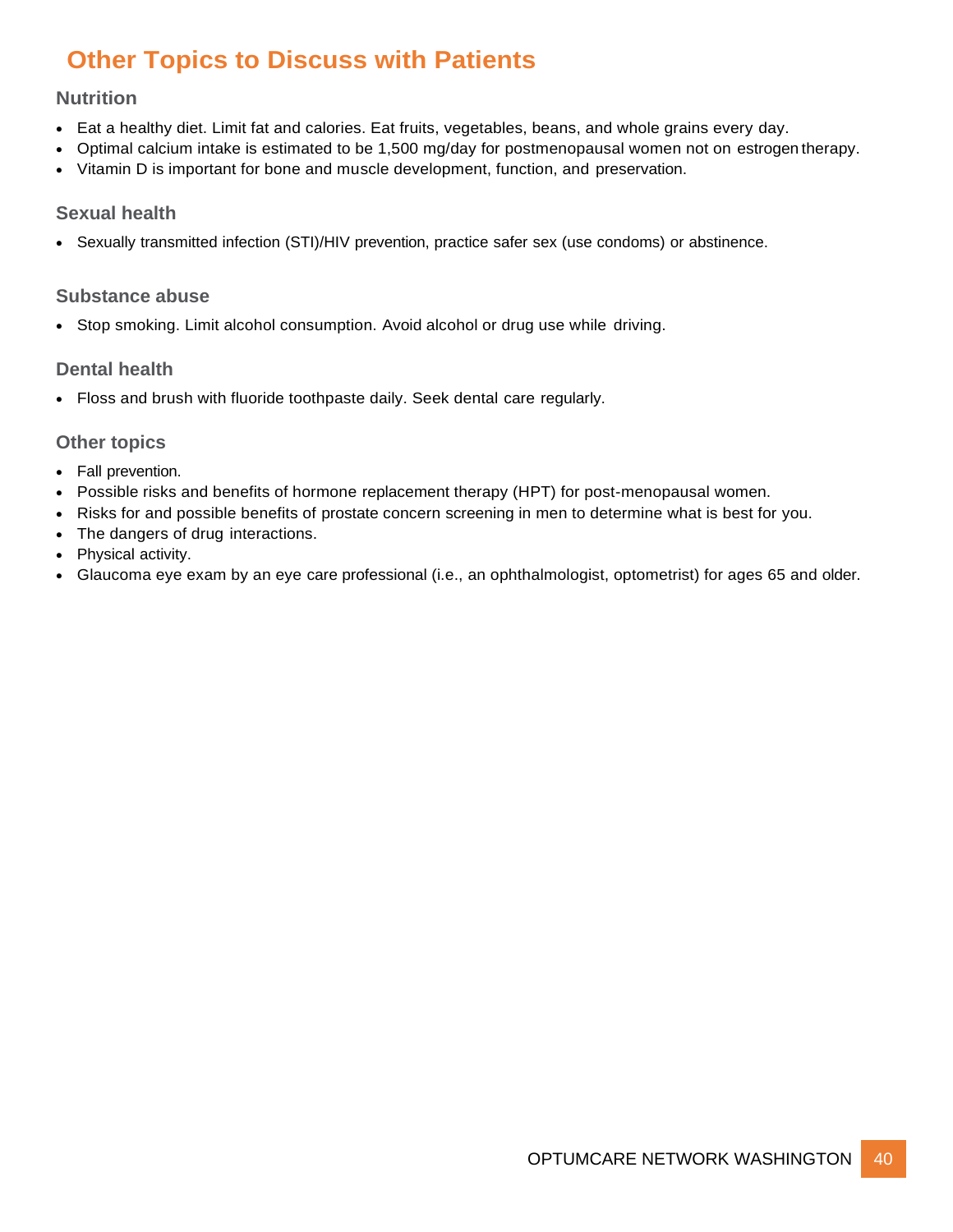# Other Topics to Discuss with Patients

## Nutrition

- Eat a healthy diet. Limit fat and calories. Eat fruits, vegetables, beans, and whole grains every day.
- Optimal calcium intake is estimated to be 1,500 mg/day for postmenopausal women not on estrogen therapy.
- Vitamin D is important for bone and muscle development, function, and preservation.

## Sexual health

- Sexually transmitted infection (STI)/HIV prevention, practice safer sex (use condoms) or abstinence.

## Substance abuse

- Stop smoking. Limit alcohol consumption. Avoid alcohol or drug use while driving.

## Dental health

- Floss and brush with fluoride toothpaste daily. Seek dental care regularly.

## Other topics

- Fall prevention.
- Possible risks and benefits of hormone replacement therapy (HPT) for post-menopausal women.
- Risks for and possible benefits of prostate concern screening in men to determine what is best for you.
- The dangers of drug interactions.
- Physical activity.
- Glaucoma eye exam by an eye care professional (i.e., an ophthalmologist, optometrist) for ages 65 and older.